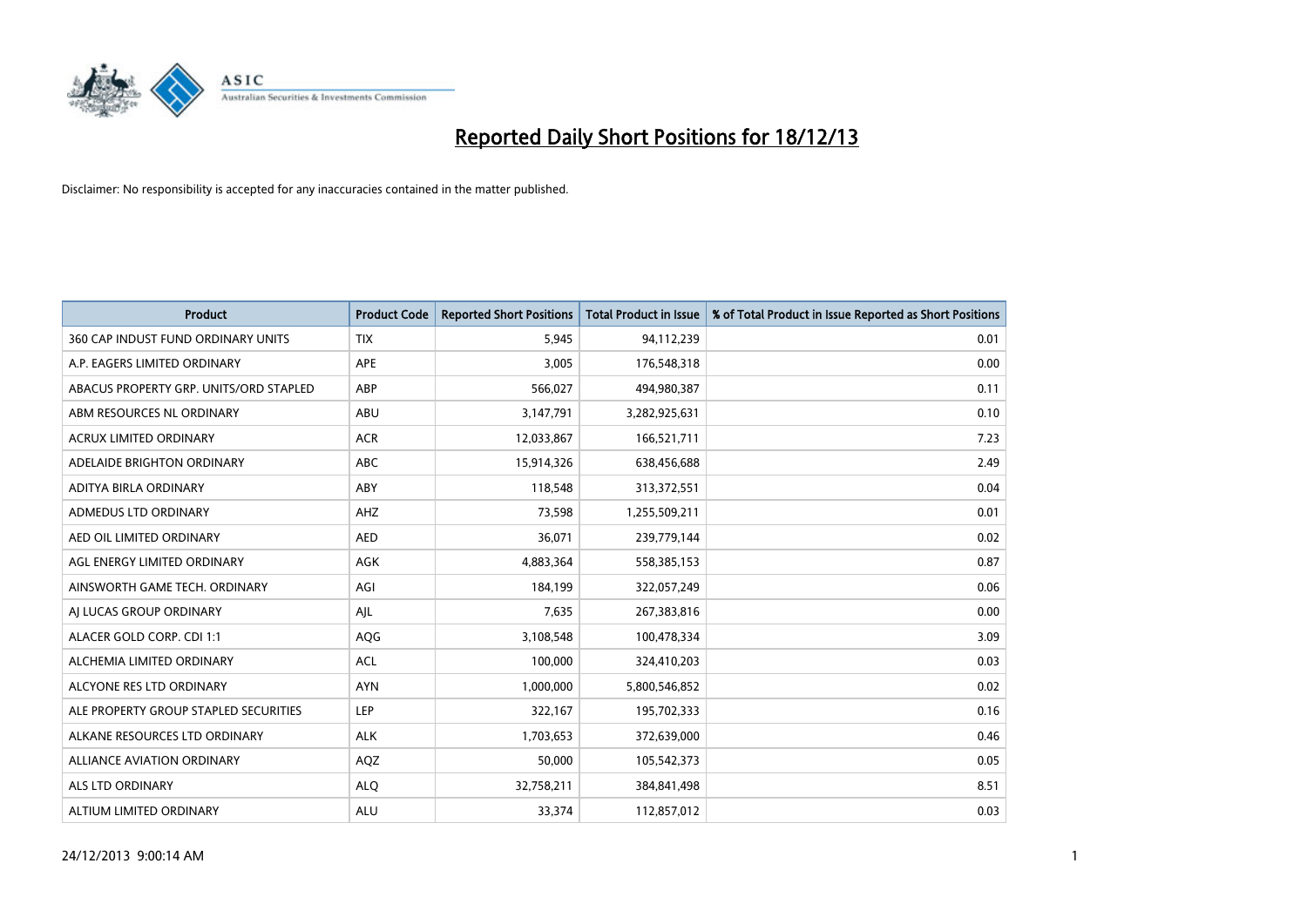# Reported Daily Short Positions for 18/12/13

Disclaimer: No responsibility is accepted for any inaccuracies contained in the matter published.

| Product | Product Code | Reported Short Positions | Total Product in Issue | % of Total Product in Issue Reported as Short Positions |
|---|---|---|---|---|
| 360 CAP INDUST FUND ORDINARY UNITS | TIX | 5,945 | 94,112,239 | 0.01 |
| A.P. EAGERS LIMITED ORDINARY | APE | 3,005 | 176,548,318 | 0.00 |
| ABACUS PROPERTY GRP. UNITS/ORD STAPLED | ABP | 566,027 | 494,980,387 | 0.11 |
| ABM RESOURCES NL ORDINARY | ABU | 3,147,791 | 3,282,925,631 | 0.10 |
| ACRUX LIMITED ORDINARY | ACR | 12,033,867 | 166,521,711 | 7.23 |
| ADELAIDE BRIGHTON ORDINARY | ABC | 15,914,326 | 638,456,688 | 2.49 |
| ADITYA BIRLA ORDINARY | ABY | 118,548 | 313,372,551 | 0.04 |
| ADMEDUS LTD ORDINARY | AHZ | 73,598 | 1,255,509,211 | 0.01 |
| AED OIL LIMITED ORDINARY | AED | 36,071 | 239,779,144 | 0.02 |
| AGL ENERGY LIMITED ORDINARY | AGK | 4,883,364 | 558,385,153 | 0.87 |
| AINSWORTH GAME TECH. ORDINARY | AGI | 184,199 | 322,057,249 | 0.06 |
| AJ LUCAS GROUP ORDINARY | AJL | 7,635 | 267,383,816 | 0.00 |
| ALACER GOLD CORP. CDI 1:1 | AQG | 3,108,548 | 100,478,334 | 3.09 |
| ALCHEMIA LIMITED ORDINARY | ACL | 100,000 | 324,410,203 | 0.03 |
| ALCYONE RES LTD ORDINARY | AYN | 1,000,000 | 5,800,546,852 | 0.02 |
| ALE PROPERTY GROUP STAPLED SECURITIES | LEP | 322,167 | 195,702,333 | 0.16 |
| ALKANE RESOURCES LTD ORDINARY | ALK | 1,703,653 | 372,639,000 | 0.46 |
| ALLIANCE AVIATION ORDINARY | AQZ | 50,000 | 105,542,373 | 0.05 |
| ALS LTD ORDINARY | ALQ | 32,758,211 | 384,841,498 | 8.51 |
| ALTIUM LIMITED ORDINARY | ALU | 33,374 | 112,857,012 | 0.03 |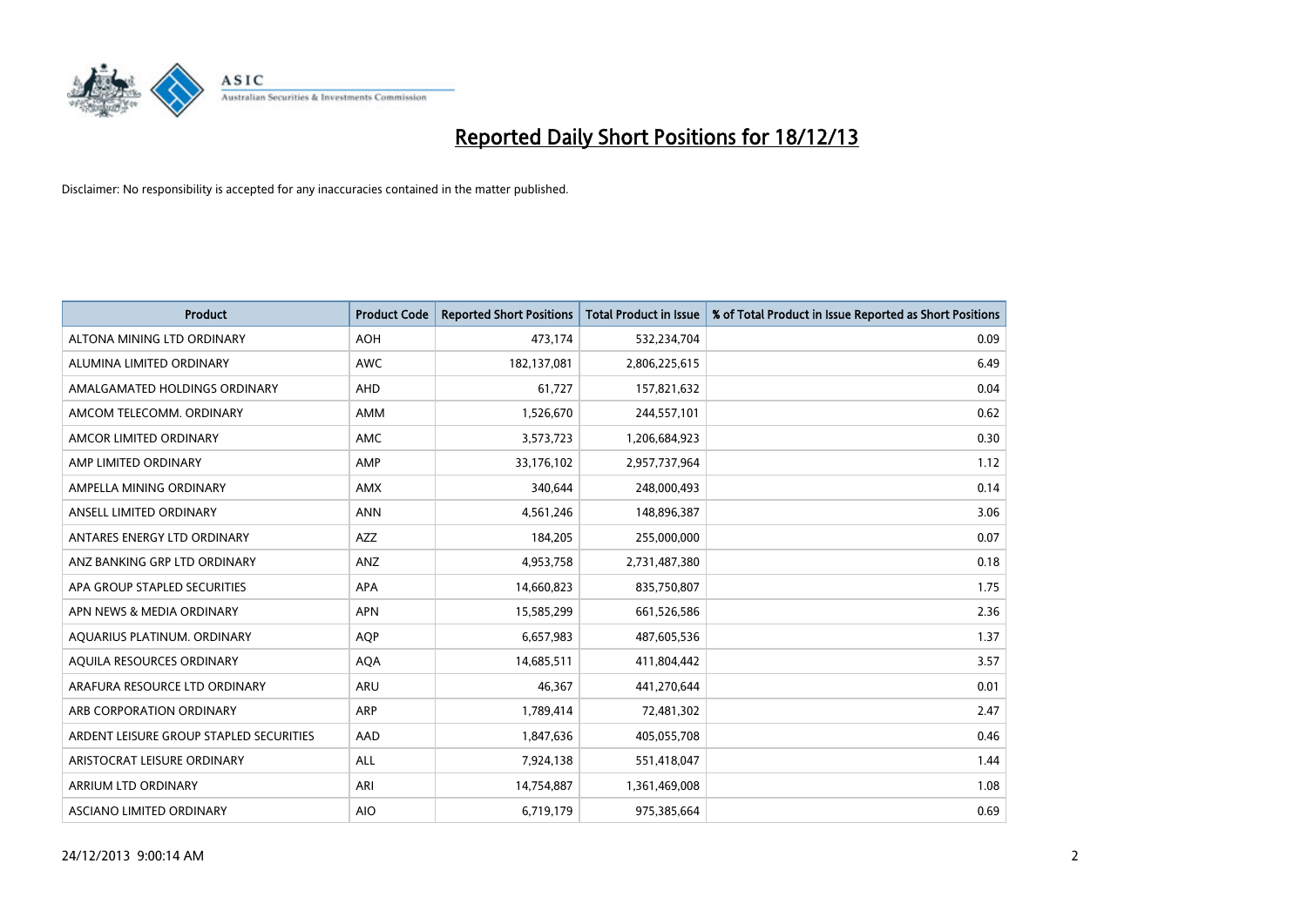# Reported Daily Short Positions for 18/12/13

Disclaimer: No responsibility is accepted for any inaccuracies contained in the matter published.

| Product | Product Code | Reported Short Positions | Total Product in Issue | % of Total Product in Issue Reported as Short Positions |
|---|---|---|---|---|
| ALTONA MINING LTD ORDINARY | AOH | 473,174 | 532,234,704 | 0.09 |
| ALUMINA LIMITED ORDINARY | AWC | 182,137,081 | 2,806,225,615 | 6.49 |
| AMALGAMATED HOLDINGS ORDINARY | AHD | 61,727 | 157,821,632 | 0.04 |
| AMCOM TELECOMM. ORDINARY | AMM | 1,526,670 | 244,557,101 | 0.62 |
| AMCOR LIMITED ORDINARY | AMC | 3,573,723 | 1,206,684,923 | 0.30 |
| AMP LIMITED ORDINARY | AMP | 33,176,102 | 2,957,737,964 | 1.12 |
| AMPELLA MINING ORDINARY | AMX | 340,644 | 248,000,493 | 0.14 |
| ANSELL LIMITED ORDINARY | ANN | 4,561,246 | 148,896,387 | 3.06 |
| ANTARES ENERGY LTD ORDINARY | AZZ | 184,205 | 255,000,000 | 0.07 |
| ANZ BANKING GRP LTD ORDINARY | ANZ | 4,953,758 | 2,731,487,380 | 0.18 |
| APA GROUP STAPLED SECURITIES | APA | 14,660,823 | 835,750,807 | 1.75 |
| APN NEWS & MEDIA ORDINARY | APN | 15,585,299 | 661,526,586 | 2.36 |
| AQUARIUS PLATINUM. ORDINARY | AQP | 6,657,983 | 487,605,536 | 1.37 |
| AQUILA RESOURCES ORDINARY | AQA | 14,685,511 | 411,804,442 | 3.57 |
| ARAFURA RESOURCE LTD ORDINARY | ARU | 46,367 | 441,270,644 | 0.01 |
| ARB CORPORATION ORDINARY | ARP | 1,789,414 | 72,481,302 | 2.47 |
| ARDENT LEISURE GROUP STAPLED SECURITIES | AAD | 1,847,636 | 405,055,708 | 0.46 |
| ARISTOCRAT LEISURE ORDINARY | ALL | 7,924,138 | 551,418,047 | 1.44 |
| ARRIUM LTD ORDINARY | ARI | 14,754,887 | 1,361,469,008 | 1.08 |
| ASCIANO LIMITED ORDINARY | AIO | 6,719,179 | 975,385,664 | 0.69 |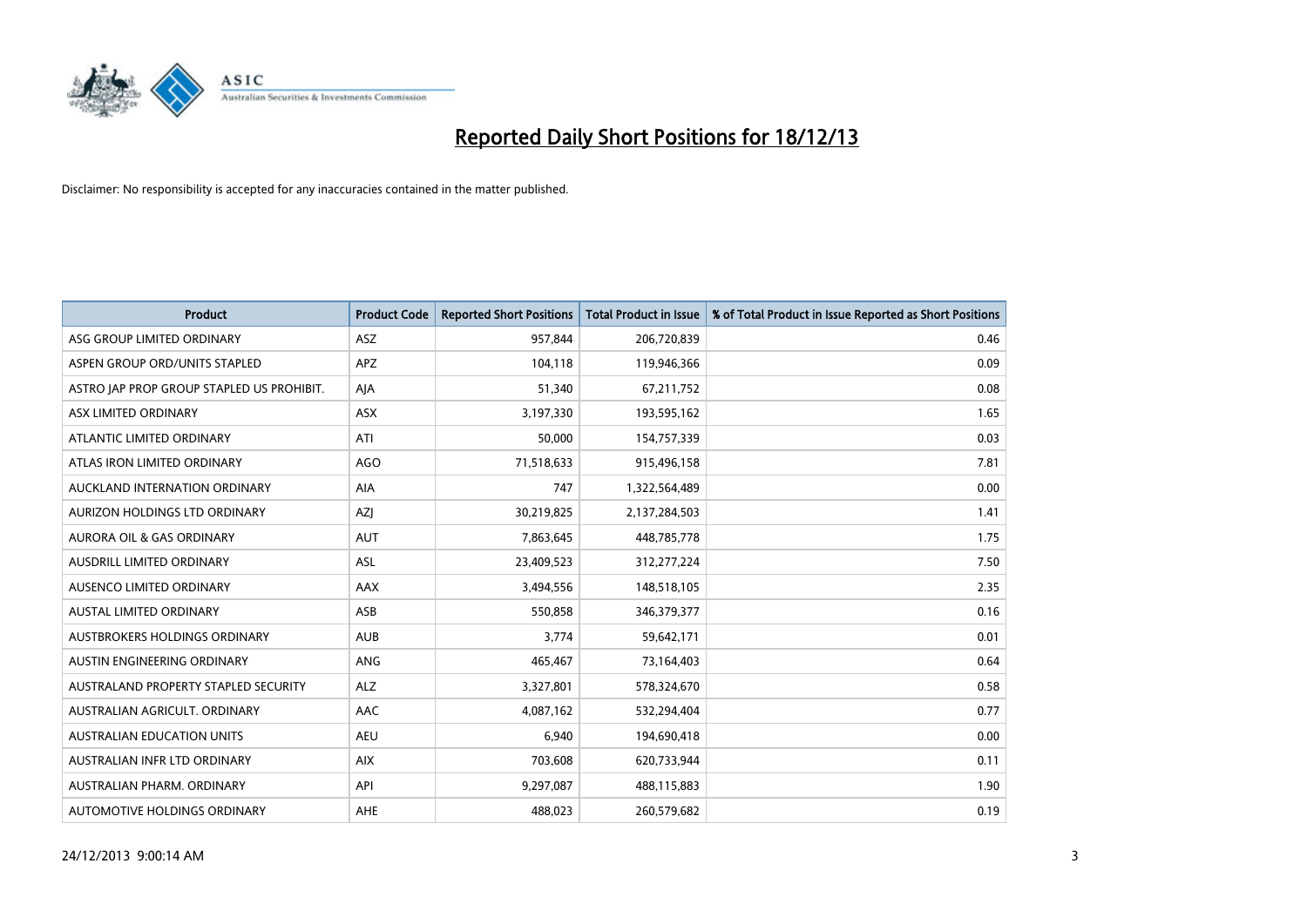# Reported Daily Short Positions for 18/12/13

Disclaimer: No responsibility is accepted for any inaccuracies contained in the matter published.

| Product | Product Code | Reported Short Positions | Total Product in Issue | % of Total Product in Issue Reported as Short Positions |
|---|---|---|---|---|
| ASG GROUP LIMITED ORDINARY | ASZ | 957,844 | 206,720,839 | 0.46 |
| ASPEN GROUP ORD/UNITS STAPLED | APZ | 104,118 | 119,946,366 | 0.09 |
| ASTRO JAP PROP GROUP STAPLED US PROHIBIT. | AJA | 51,340 | 67,211,752 | 0.08 |
| ASX LIMITED ORDINARY | ASX | 3,197,330 | 193,595,162 | 1.65 |
| ATLANTIC LIMITED ORDINARY | ATI | 50,000 | 154,757,339 | 0.03 |
| ATLAS IRON LIMITED ORDINARY | AGO | 71,518,633 | 915,496,158 | 7.81 |
| AUCKLAND INTERNATION ORDINARY | AIA | 747 | 1,322,564,489 | 0.00 |
| AURIZON HOLDINGS LTD ORDINARY | AZJ | 30,219,825 | 2,137,284,503 | 1.41 |
| AURORA OIL & GAS ORDINARY | AUT | 7,863,645 | 448,785,778 | 1.75 |
| AUSDRILL LIMITED ORDINARY | ASL | 23,409,523 | 312,277,224 | 7.50 |
| AUSENCO LIMITED ORDINARY | AAX | 3,494,556 | 148,518,105 | 2.35 |
| AUSTAL LIMITED ORDINARY | ASB | 550,858 | 346,379,377 | 0.16 |
| AUSTBROKERS HOLDINGS ORDINARY | AUB | 3,774 | 59,642,171 | 0.01 |
| AUSTIN ENGINEERING ORDINARY | ANG | 465,467 | 73,164,403 | 0.64 |
| AUSTRALAND PROPERTY STAPLED SECURITY | ALZ | 3,327,801 | 578,324,670 | 0.58 |
| AUSTRALIAN AGRICULT. ORDINARY | AAC | 4,087,162 | 532,294,404 | 0.77 |
| AUSTRALIAN EDUCATION UNITS | AEU | 6,940 | 194,690,418 | 0.00 |
| AUSTRALIAN INFR LTD ORDINARY | AIX | 703,608 | 620,733,944 | 0.11 |
| AUSTRALIAN PHARM. ORDINARY | API | 9,297,087 | 488,115,883 | 1.90 |
| AUTOMOTIVE HOLDINGS ORDINARY | AHE | 488,023 | 260,579,682 | 0.19 |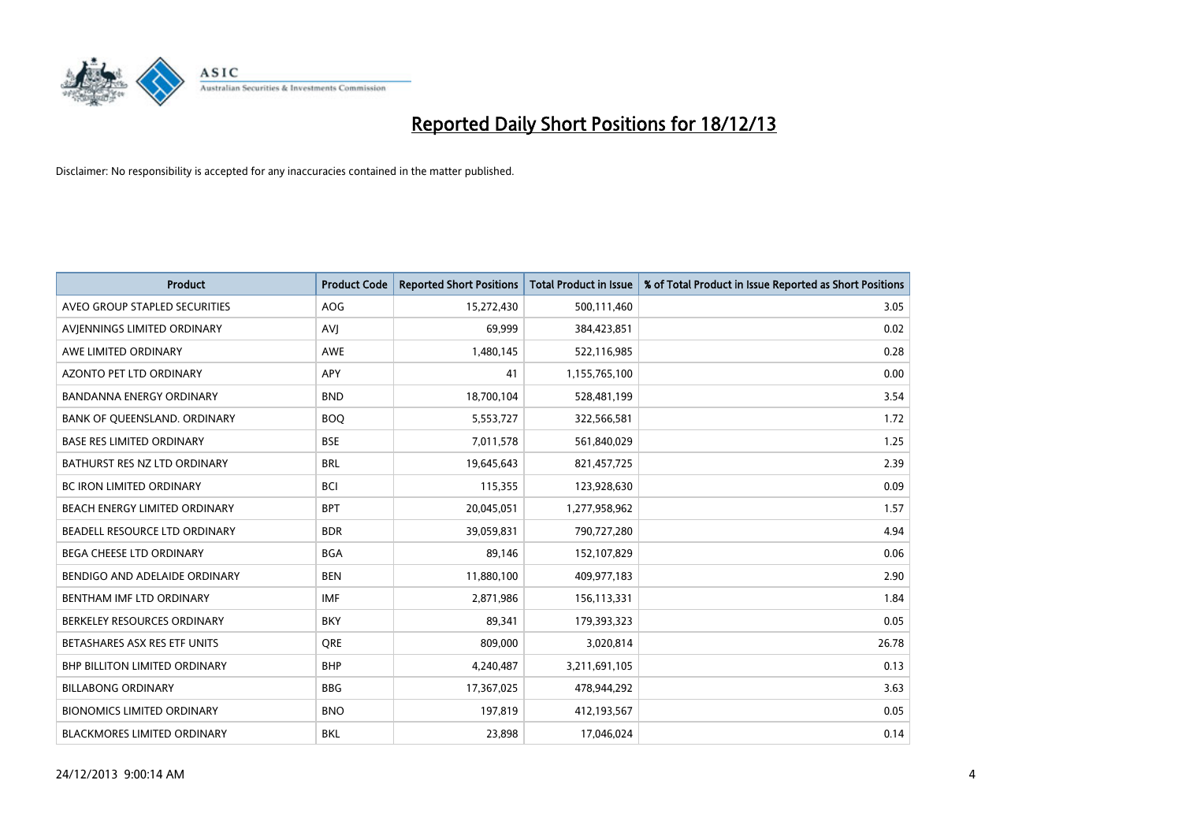# Reported Daily Short Positions for 18/12/13

Disclaimer: No responsibility is accepted for any inaccuracies contained in the matter published.

| Product | Product Code | Reported Short Positions | Total Product in Issue | % of Total Product in Issue Reported as Short Positions |
|---|---|---|---|---|
| AVEO GROUP STAPLED SECURITIES | AOG | 15,272,430 | 500,111,460 | 3.05 |
| AVJENNINGS LIMITED ORDINARY | AVJ | 69,999 | 384,423,851 | 0.02 |
| AWE LIMITED ORDINARY | AWE | 1,480,145 | 522,116,985 | 0.28 |
| AZONTO PET LTD ORDINARY | APY | 41 | 1,155,765,100 | 0.00 |
| BANDANNA ENERGY ORDINARY | BND | 18,700,104 | 528,481,199 | 3.54 |
| BANK OF QUEENSLAND. ORDINARY | BOQ | 5,553,727 | 322,566,581 | 1.72 |
| BASE RES LIMITED ORDINARY | BSE | 7,011,578 | 561,840,029 | 1.25 |
| BATHURST RES NZ LTD ORDINARY | BRL | 19,645,643 | 821,457,725 | 2.39 |
| BC IRON LIMITED ORDINARY | BCI | 115,355 | 123,928,630 | 0.09 |
| BEACH ENERGY LIMITED ORDINARY | BPT | 20,045,051 | 1,277,958,962 | 1.57 |
| BEADELL RESOURCE LTD ORDINARY | BDR | 39,059,831 | 790,727,280 | 4.94 |
| BEGA CHEESE LTD ORDINARY | BGA | 89,146 | 152,107,829 | 0.06 |
| BENDIGO AND ADELAIDE ORDINARY | BEN | 11,880,100 | 409,977,183 | 2.90 |
| BENTHAM IMF LTD ORDINARY | IMF | 2,871,986 | 156,113,331 | 1.84 |
| BERKELEY RESOURCES ORDINARY | BKY | 89,341 | 179,393,323 | 0.05 |
| BETASHARES ASX RES ETF UNITS | QRE | 809,000 | 3,020,814 | 26.78 |
| BHP BILLITON LIMITED ORDINARY | BHP | 4,240,487 | 3,211,691,105 | 0.13 |
| BILLABONG ORDINARY | BBG | 17,367,025 | 478,944,292 | 3.63 |
| BIONOMICS LIMITED ORDINARY | BNO | 197,819 | 412,193,567 | 0.05 |
| BLACKMORES LIMITED ORDINARY | BKL | 23,898 | 17,046,024 | 0.14 |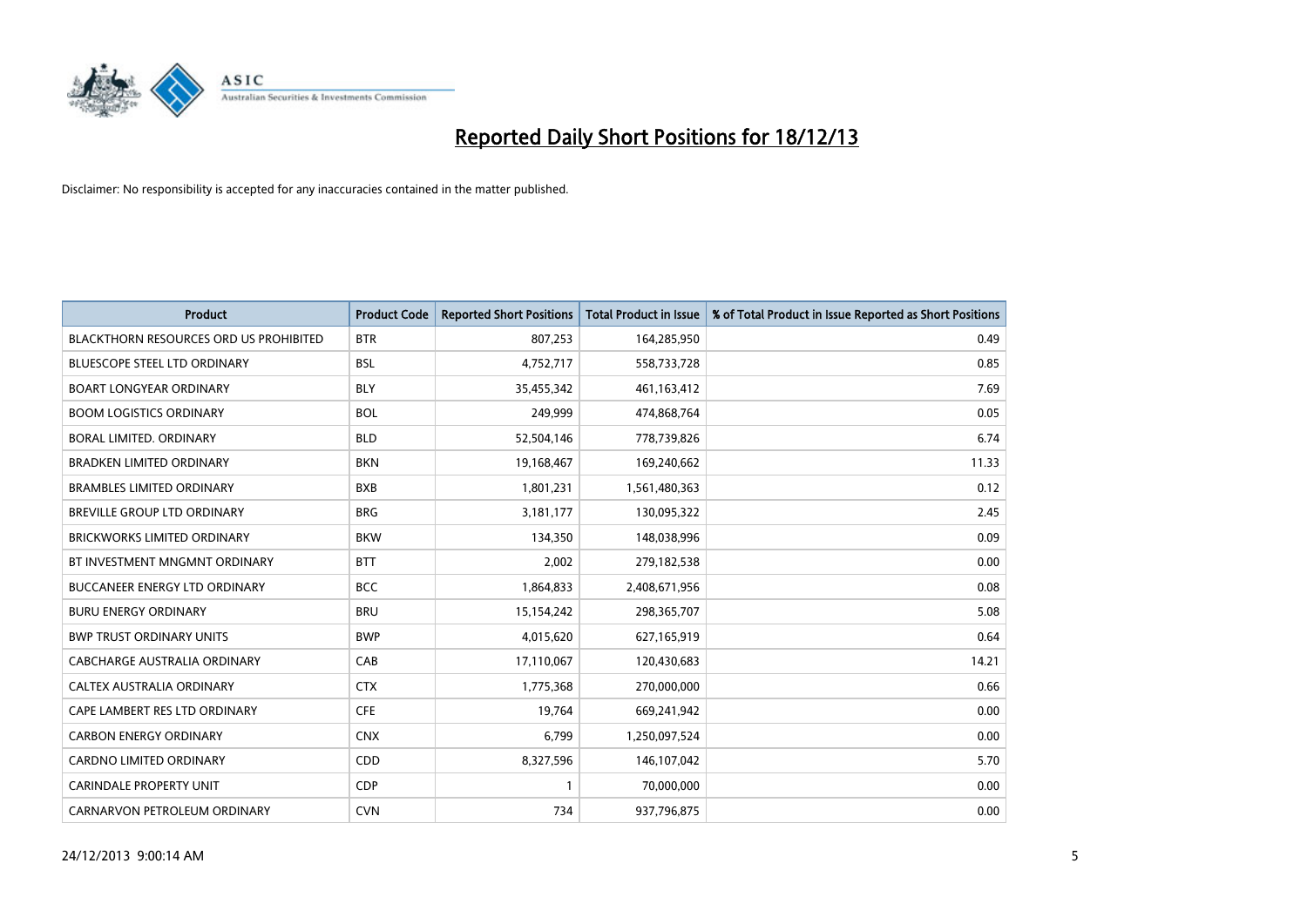# Reported Daily Short Positions for 18/12/13

Disclaimer: No responsibility is accepted for any inaccuracies contained in the matter published.

| Product | Product Code | Reported Short Positions | Total Product in Issue | % of Total Product in Issue Reported as Short Positions |
|---|---|---|---|---|
| BLACKTHORN RESOURCES ORD US PROHIBITED | BTR | 807,253 | 164,285,950 | 0.49 |
| BLUESCOPE STEEL LTD ORDINARY | BSL | 4,752,717 | 558,733,728 | 0.85 |
| BOART LONGYEAR ORDINARY | BLY | 35,455,342 | 461,163,412 | 7.69 |
| BOOM LOGISTICS ORDINARY | BOL | 249,999 | 474,868,764 | 0.05 |
| BORAL LIMITED. ORDINARY | BLD | 52,504,146 | 778,739,826 | 6.74 |
| BRADKEN LIMITED ORDINARY | BKN | 19,168,467 | 169,240,662 | 11.33 |
| BRAMBLES LIMITED ORDINARY | BXB | 1,801,231 | 1,561,480,363 | 0.12 |
| BREVILLE GROUP LTD ORDINARY | BRG | 3,181,177 | 130,095,322 | 2.45 |
| BRICKWORKS LIMITED ORDINARY | BKW | 134,350 | 148,038,996 | 0.09 |
| BT INVESTMENT MNGMNT ORDINARY | BTT | 2,002 | 279,182,538 | 0.00 |
| BUCCANEER ENERGY LTD ORDINARY | BCC | 1,864,833 | 2,408,671,956 | 0.08 |
| BURU ENERGY ORDINARY | BRU | 15,154,242 | 298,365,707 | 5.08 |
| BWP TRUST ORDINARY UNITS | BWP | 4,015,620 | 627,165,919 | 0.64 |
| CABCHARGE AUSTRALIA ORDINARY | CAB | 17,110,067 | 120,430,683 | 14.21 |
| CALTEX AUSTRALIA ORDINARY | CTX | 1,775,368 | 270,000,000 | 0.66 |
| CAPE LAMBERT RES LTD ORDINARY | CFE | 19,764 | 669,241,942 | 0.00 |
| CARBON ENERGY ORDINARY | CNX | 6,799 | 1,250,097,524 | 0.00 |
| CARDNO LIMITED ORDINARY | CDD | 8,327,596 | 146,107,042 | 5.70 |
| CARINDALE PROPERTY UNIT | CDP | 1 | 70,000,000 | 0.00 |
| CARNARVON PETROLEUM ORDINARY | CVN | 734 | 937,796,875 | 0.00 |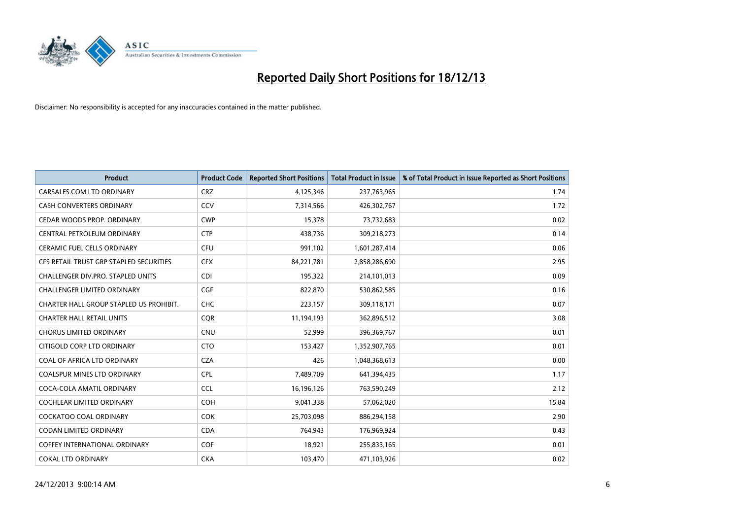# Reported Daily Short Positions for 18/12/13

Disclaimer: No responsibility is accepted for any inaccuracies contained in the matter published.

| Product | Product Code | Reported Short Positions | Total Product in Issue | % of Total Product in Issue Reported as Short Positions |
|---|---|---|---|---|
| CARSALES.COM LTD ORDINARY | CRZ | 4,125,346 | 237,763,965 | 1.74 |
| CASH CONVERTERS ORDINARY | CCV | 7,314,566 | 426,302,767 | 1.72 |
| CEDAR WOODS PROP. ORDINARY | CWP | 15,378 | 73,732,683 | 0.02 |
| CENTRAL PETROLEUM ORDINARY | CTP | 438,736 | 309,218,273 | 0.14 |
| CERAMIC FUEL CELLS ORDINARY | CFU | 991,102 | 1,601,287,414 | 0.06 |
| CFS RETAIL TRUST GRP STAPLED SECURITIES | CFX | 84,221,781 | 2,858,286,690 | 2.95 |
| CHALLENGER DIV.PRO. STAPLED UNITS | CDI | 195,322 | 214,101,013 | 0.09 |
| CHALLENGER LIMITED ORDINARY | CGF | 822,870 | 530,862,585 | 0.16 |
| CHARTER HALL GROUP STAPLED US PROHIBIT. | CHC | 223,157 | 309,118,171 | 0.07 |
| CHARTER HALL RETAIL UNITS | CQR | 11,194,193 | 362,896,512 | 3.08 |
| CHORUS LIMITED ORDINARY | CNU | 52,999 | 396,369,767 | 0.01 |
| CITIGOLD CORP LTD ORDINARY | CTO | 153,427 | 1,352,907,765 | 0.01 |
| COAL OF AFRICA LTD ORDINARY | CZA | 426 | 1,048,368,613 | 0.00 |
| COALSPUR MINES LTD ORDINARY | CPL | 7,489,709 | 641,394,435 | 1.17 |
| COCA-COLA AMATIL ORDINARY | CCL | 16,196,126 | 763,590,249 | 2.12 |
| COCHLEAR LIMITED ORDINARY | COH | 9,041,338 | 57,062,020 | 15.84 |
| COCKATOO COAL ORDINARY | COK | 25,703,098 | 886,294,158 | 2.90 |
| CODAN LIMITED ORDINARY | CDA | 764,943 | 176,969,924 | 0.43 |
| COFFEY INTERNATIONAL ORDINARY | COF | 18,921 | 255,833,165 | 0.01 |
| COKAL LTD ORDINARY | CKA | 103,470 | 471,103,926 | 0.02 |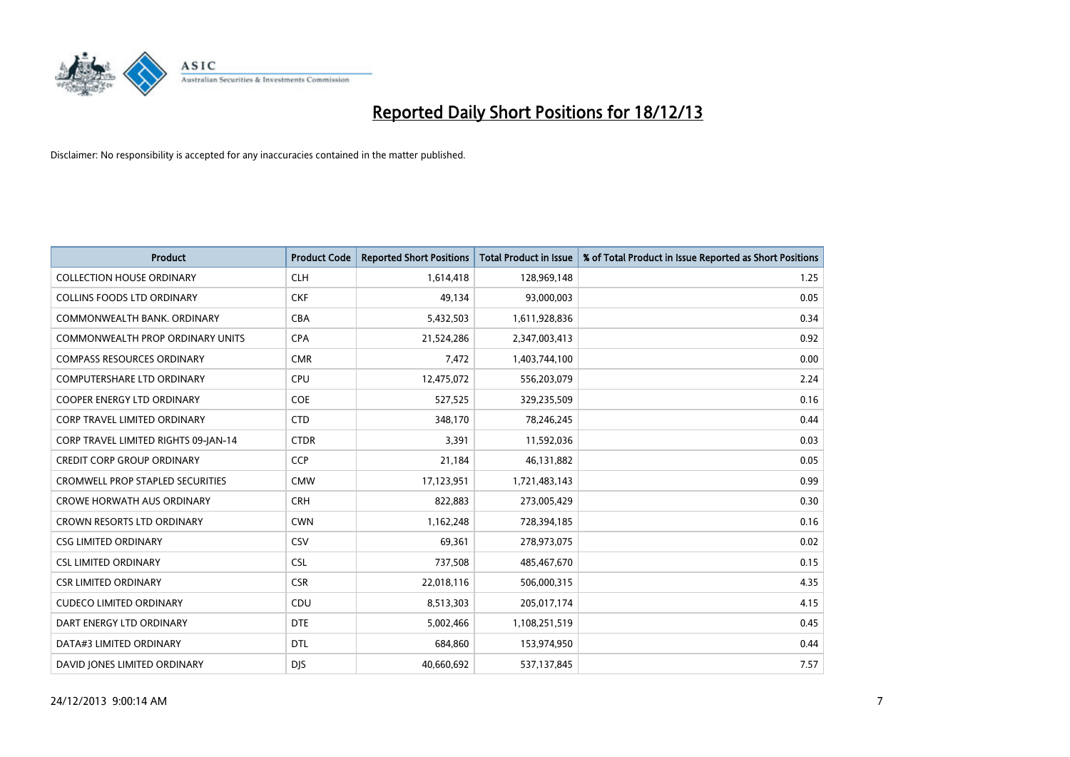# Reported Daily Short Positions for 18/12/13

Disclaimer: No responsibility is accepted for any inaccuracies contained in the matter published.

| Product | Product Code | Reported Short Positions | Total Product in Issue | % of Total Product in Issue Reported as Short Positions |
|---|---|---|---|---|
| COLLECTION HOUSE ORDINARY | CLH | 1,614,418 | 128,969,148 | 1.25 |
| COLLINS FOODS LTD ORDINARY | CKF | 49,134 | 93,000,003 | 0.05 |
| COMMONWEALTH BANK. ORDINARY | CBA | 5,432,503 | 1,611,928,836 | 0.34 |
| COMMONWEALTH PROP ORDINARY UNITS | CPA | 21,524,286 | 2,347,003,413 | 0.92 |
| COMPASS RESOURCES ORDINARY | CMR | 7,472 | 1,403,744,100 | 0.00 |
| COMPUTERSHARE LTD ORDINARY | CPU | 12,475,072 | 556,203,079 | 2.24 |
| COOPER ENERGY LTD ORDINARY | COE | 527,525 | 329,235,509 | 0.16 |
| CORP TRAVEL LIMITED ORDINARY | CTD | 348,170 | 78,246,245 | 0.44 |
| CORP TRAVEL LIMITED RIGHTS 09-JAN-14 | CTDR | 3,391 | 11,592,036 | 0.03 |
| CREDIT CORP GROUP ORDINARY | CCP | 21,184 | 46,131,882 | 0.05 |
| CROMWELL PROP STAPLED SECURITIES | CMW | 17,123,951 | 1,721,483,143 | 0.99 |
| CROWE HORWATH AUS ORDINARY | CRH | 822,883 | 273,005,429 | 0.30 |
| CROWN RESORTS LTD ORDINARY | CWN | 1,162,248 | 728,394,185 | 0.16 |
| CSG LIMITED ORDINARY | CSV | 69,361 | 278,973,075 | 0.02 |
| CSL LIMITED ORDINARY | CSL | 737,508 | 485,467,670 | 0.15 |
| CSR LIMITED ORDINARY | CSR | 22,018,116 | 506,000,315 | 4.35 |
| CUDECO LIMITED ORDINARY | CDU | 8,513,303 | 205,017,174 | 4.15 |
| DART ENERGY LTD ORDINARY | DTE | 5,002,466 | 1,108,251,519 | 0.45 |
| DATA#3 LIMITED ORDINARY | DTL | 684,860 | 153,974,950 | 0.44 |
| DAVID JONES LIMITED ORDINARY | DJS | 40,660,692 | 537,137,845 | 7.57 |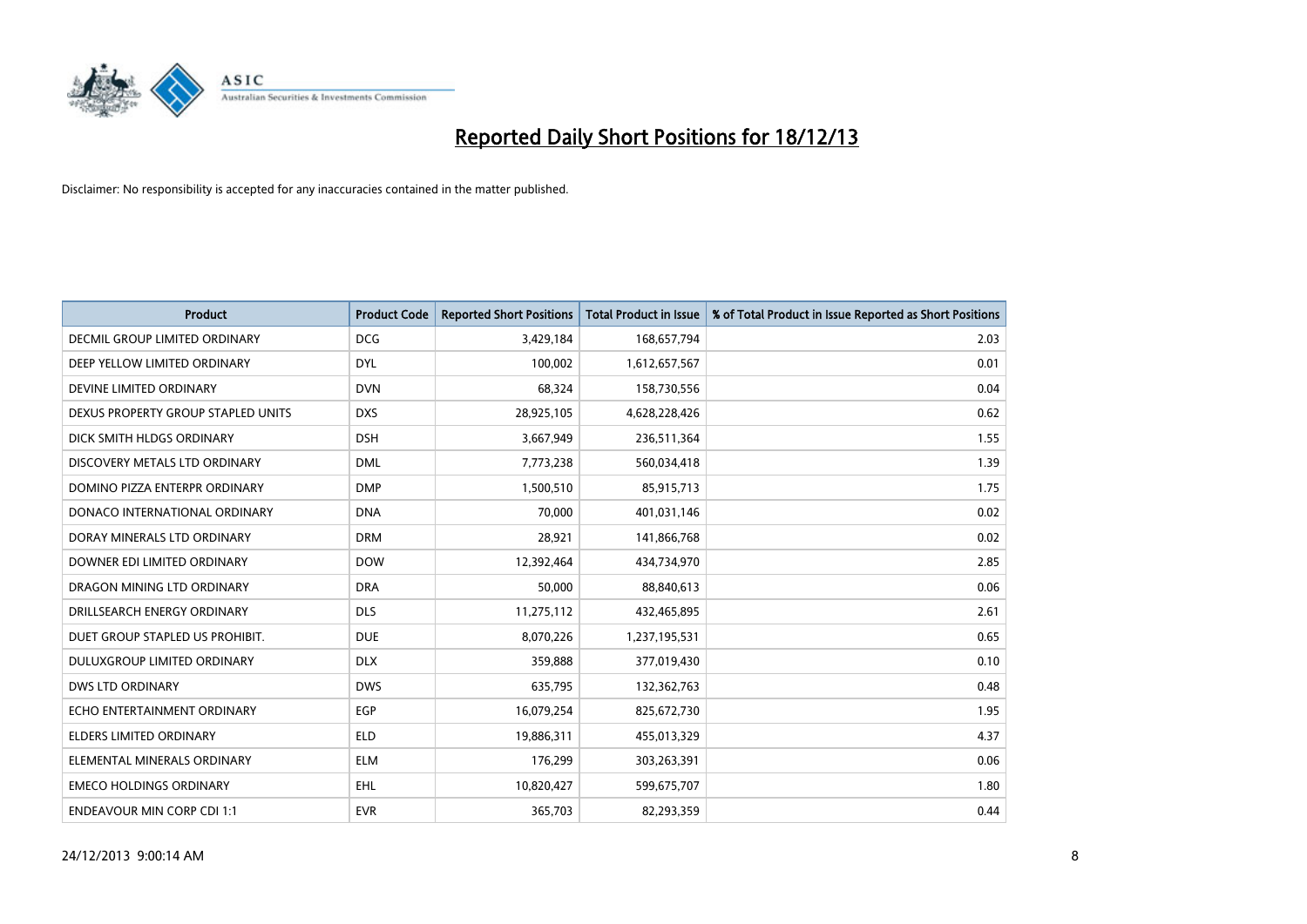# Reported Daily Short Positions for 18/12/13

Disclaimer: No responsibility is accepted for any inaccuracies contained in the matter published.

| Product | Product Code | Reported Short Positions | Total Product in Issue | % of Total Product in Issue Reported as Short Positions |
|---|---|---|---|---|
| DECMIL GROUP LIMITED ORDINARY | DCG | 3,429,184 | 168,657,794 | 2.03 |
| DEEP YELLOW LIMITED ORDINARY | DYL | 100,002 | 1,612,657,567 | 0.01 |
| DEVINE LIMITED ORDINARY | DVN | 68,324 | 158,730,556 | 0.04 |
| DEXUS PROPERTY GROUP STAPLED UNITS | DXS | 28,925,105 | 4,628,228,426 | 0.62 |
| DICK SMITH HLDGS ORDINARY | DSH | 3,667,949 | 236,511,364 | 1.55 |
| DISCOVERY METALS LTD ORDINARY | DML | 7,773,238 | 560,034,418 | 1.39 |
| DOMINO PIZZA ENTERPR ORDINARY | DMP | 1,500,510 | 85,915,713 | 1.75 |
| DONACO INTERNATIONAL ORDINARY | DNA | 70,000 | 401,031,146 | 0.02 |
| DORAY MINERALS LTD ORDINARY | DRM | 28,921 | 141,866,768 | 0.02 |
| DOWNER EDI LIMITED ORDINARY | DOW | 12,392,464 | 434,734,970 | 2.85 |
| DRAGON MINING LTD ORDINARY | DRA | 50,000 | 88,840,613 | 0.06 |
| DRILLSEARCH ENERGY ORDINARY | DLS | 11,275,112 | 432,465,895 | 2.61 |
| DUET GROUP STAPLED US PROHIBIT. | DUE | 8,070,226 | 1,237,195,531 | 0.65 |
| DULUXGROUP LIMITED ORDINARY | DLX | 359,888 | 377,019,430 | 0.10 |
| DWS LTD ORDINARY | DWS | 635,795 | 132,362,763 | 0.48 |
| ECHO ENTERTAINMENT ORDINARY | EGP | 16,079,254 | 825,672,730 | 1.95 |
| ELDERS LIMITED ORDINARY | ELD | 19,886,311 | 455,013,329 | 4.37 |
| ELEMENTAL MINERALS ORDINARY | ELM | 176,299 | 303,263,391 | 0.06 |
| EMECO HOLDINGS ORDINARY | EHL | 10,820,427 | 599,675,707 | 1.80 |
| ENDEAVOUR MIN CORP CDI 1:1 | EVR | 365,703 | 82,293,359 | 0.44 |

24/12/2013 9:00:14 AM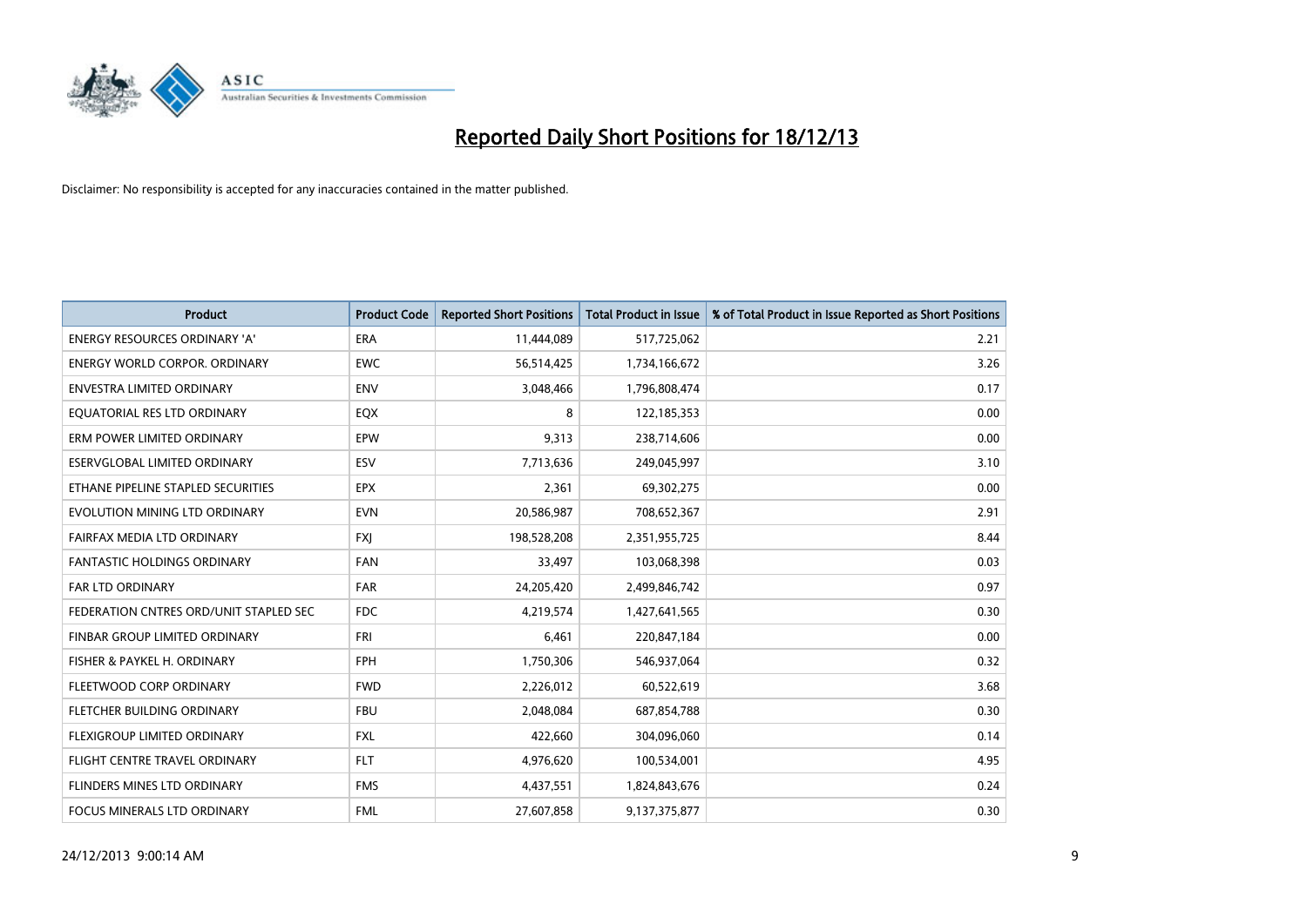# Reported Daily Short Positions for 18/12/13

Disclaimer: No responsibility is accepted for any inaccuracies contained in the matter published.

| Product | Product Code | Reported Short Positions | Total Product in Issue | % of Total Product in Issue Reported as Short Positions |
|---|---|---|---|---|
| ENERGY RESOURCES ORDINARY 'A' | ERA | 11,444,089 | 517,725,062 | 2.21 |
| ENERGY WORLD CORPOR. ORDINARY | EWC | 56,514,425 | 1,734,166,672 | 3.26 |
| ENVESTRA LIMITED ORDINARY | ENV | 3,048,466 | 1,796,808,474 | 0.17 |
| EQUATORIAL RES LTD ORDINARY | EQX | 8 | 122,185,353 | 0.00 |
| ERM POWER LIMITED ORDINARY | EPW | 9,313 | 238,714,606 | 0.00 |
| ESERVGLOBAL LIMITED ORDINARY | ESV | 7,713,636 | 249,045,997 | 3.10 |
| ETHANE PIPELINE STAPLED SECURITIES | EPX | 2,361 | 69,302,275 | 0.00 |
| EVOLUTION MINING LTD ORDINARY | EVN | 20,586,987 | 708,652,367 | 2.91 |
| FAIRFAX MEDIA LTD ORDINARY | FXJ | 198,528,208 | 2,351,955,725 | 8.44 |
| FANTASTIC HOLDINGS ORDINARY | FAN | 33,497 | 103,068,398 | 0.03 |
| FAR LTD ORDINARY | FAR | 24,205,420 | 2,499,846,742 | 0.97 |
| FEDERATION CNTRES ORD/UNIT STAPLED SEC | FDC | 4,219,574 | 1,427,641,565 | 0.30 |
| FINBAR GROUP LIMITED ORDINARY | FRI | 6,461 | 220,847,184 | 0.00 |
| FISHER & PAYKEL H. ORDINARY | FPH | 1,750,306 | 546,937,064 | 0.32 |
| FLEETWOOD CORP ORDINARY | FWD | 2,226,012 | 60,522,619 | 3.68 |
| FLETCHER BUILDING ORDINARY | FBU | 2,048,084 | 687,854,788 | 0.30 |
| FLEXIGROUP LIMITED ORDINARY | FXL | 422,660 | 304,096,060 | 0.14 |
| FLIGHT CENTRE TRAVEL ORDINARY | FLT | 4,976,620 | 100,534,001 | 4.95 |
| FLINDERS MINES LTD ORDINARY | FMS | 4,437,551 | 1,824,843,676 | 0.24 |
| FOCUS MINERALS LTD ORDINARY | FML | 27,607,858 | 9,137,375,877 | 0.30 |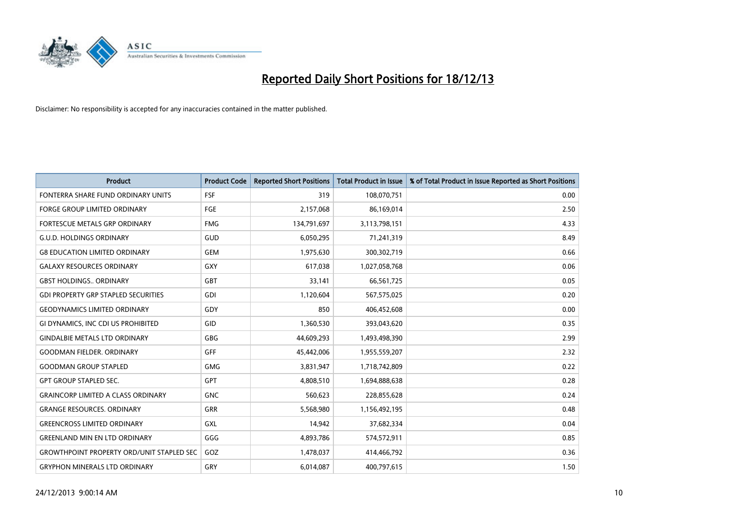# Reported Daily Short Positions for 18/12/13

Disclaimer: No responsibility is accepted for any inaccuracies contained in the matter published.

| Product | Product Code | Reported Short Positions | Total Product in Issue | % of Total Product in Issue Reported as Short Positions |
|---|---|---|---|---|
| FONTERRA SHARE FUND ORDINARY UNITS | FSF | 319 | 108,070,751 | 0.00 |
| FORGE GROUP LIMITED ORDINARY | FGE | 2,157,068 | 86,169,014 | 2.50 |
| FORTESCUE METALS GRP ORDINARY | FMG | 134,791,697 | 3,113,798,151 | 4.33 |
| G.U.D. HOLDINGS ORDINARY | GUD | 6,050,295 | 71,241,319 | 8.49 |
| G8 EDUCATION LIMITED ORDINARY | GEM | 1,975,630 | 300,302,719 | 0.66 |
| GALAXY RESOURCES ORDINARY | GXY | 617,038 | 1,027,058,768 | 0.06 |
| GBST HOLDINGS.. ORDINARY | GBT | 33,141 | 66,561,725 | 0.05 |
| GDI PROPERTY GRP STAPLED SECURITIES | GDI | 1,120,604 | 567,575,025 | 0.20 |
| GEODYNAMICS LIMITED ORDINARY | GDY | 850 | 406,452,608 | 0.00 |
| GI DYNAMICS, INC CDI US PROHIBITED | GID | 1,360,530 | 393,043,620 | 0.35 |
| GINDALBIE METALS LTD ORDINARY | GBG | 44,609,293 | 1,493,498,390 | 2.99 |
| GOODMAN FIELDER. ORDINARY | GFF | 45,442,006 | 1,955,559,207 | 2.32 |
| GOODMAN GROUP STAPLED | GMG | 3,831,947 | 1,718,742,809 | 0.22 |
| GPT GROUP STAPLED SEC. | GPT | 4,808,510 | 1,694,888,638 | 0.28 |
| GRAINCORP LIMITED A CLASS ORDINARY | GNC | 560,623 | 228,855,628 | 0.24 |
| GRANGE RESOURCES. ORDINARY | GRR | 5,568,980 | 1,156,492,195 | 0.48 |
| GREENCROSS LIMITED ORDINARY | GXL | 14,942 | 37,682,334 | 0.04 |
| GREENLAND MIN EN LTD ORDINARY | GGG | 4,893,786 | 574,572,911 | 0.85 |
| GROWTHPOINT PROPERTY ORD/UNIT STAPLED SEC | GOZ | 1,478,037 | 414,466,792 | 0.36 |
| GRYPHON MINERALS LTD ORDINARY | GRY | 6,014,087 | 400,797,615 | 1.50 |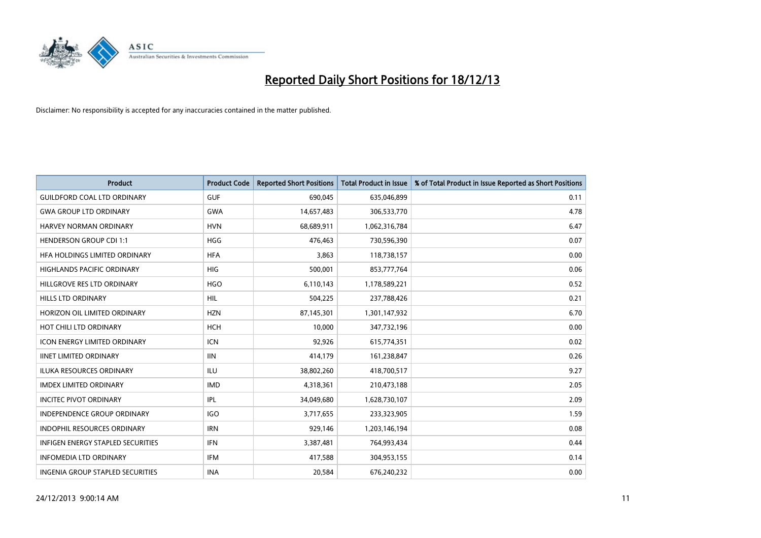# Reported Daily Short Positions for 18/12/13

Disclaimer: No responsibility is accepted for any inaccuracies contained in the matter published.

| Product | Product Code | Reported Short Positions | Total Product in Issue | % of Total Product in Issue Reported as Short Positions |
|---|---|---|---|---|
| GUILDFORD COAL LTD ORDINARY | GUF | 690,045 | 635,046,899 | 0.11 |
| GWA GROUP LTD ORDINARY | GWA | 14,657,483 | 306,533,770 | 4.78 |
| HARVEY NORMAN ORDINARY | HVN | 68,689,911 | 1,062,316,784 | 6.47 |
| HENDERSON GROUP CDI 1:1 | HGG | 476,463 | 730,596,390 | 0.07 |
| HFA HOLDINGS LIMITED ORDINARY | HFA | 3,863 | 118,738,157 | 0.00 |
| HIGHLANDS PACIFIC ORDINARY | HIG | 500,001 | 853,777,764 | 0.06 |
| HILLGROVE RES LTD ORDINARY | HGO | 6,110,143 | 1,178,589,221 | 0.52 |
| HILLS LTD ORDINARY | HIL | 504,225 | 237,788,426 | 0.21 |
| HORIZON OIL LIMITED ORDINARY | HZN | 87,145,301 | 1,301,147,932 | 6.70 |
| HOT CHILI LTD ORDINARY | HCH | 10,000 | 347,732,196 | 0.00 |
| ICON ENERGY LIMITED ORDINARY | ICN | 92,926 | 615,774,351 | 0.02 |
| IINET LIMITED ORDINARY | IIN | 414,179 | 161,238,847 | 0.26 |
| ILUKA RESOURCES ORDINARY | ILU | 38,802,260 | 418,700,517 | 9.27 |
| IMDEX LIMITED ORDINARY | IMD | 4,318,361 | 210,473,188 | 2.05 |
| INCITEC PIVOT ORDINARY | IPL | 34,049,680 | 1,628,730,107 | 2.09 |
| INDEPENDENCE GROUP ORDINARY | IGO | 3,717,655 | 233,323,905 | 1.59 |
| INDOPHIL RESOURCES ORDINARY | IRN | 929,146 | 1,203,146,194 | 0.08 |
| INFIGEN ENERGY STAPLED SECURITIES | IFN | 3,387,481 | 764,993,434 | 0.44 |
| INFOMEDIA LTD ORDINARY | IFM | 417,588 | 304,953,155 | 0.14 |
| INGENIA GROUP STAPLED SECURITIES | INA | 20,584 | 676,240,232 | 0.00 |

24/12/2013 9:00:14 AM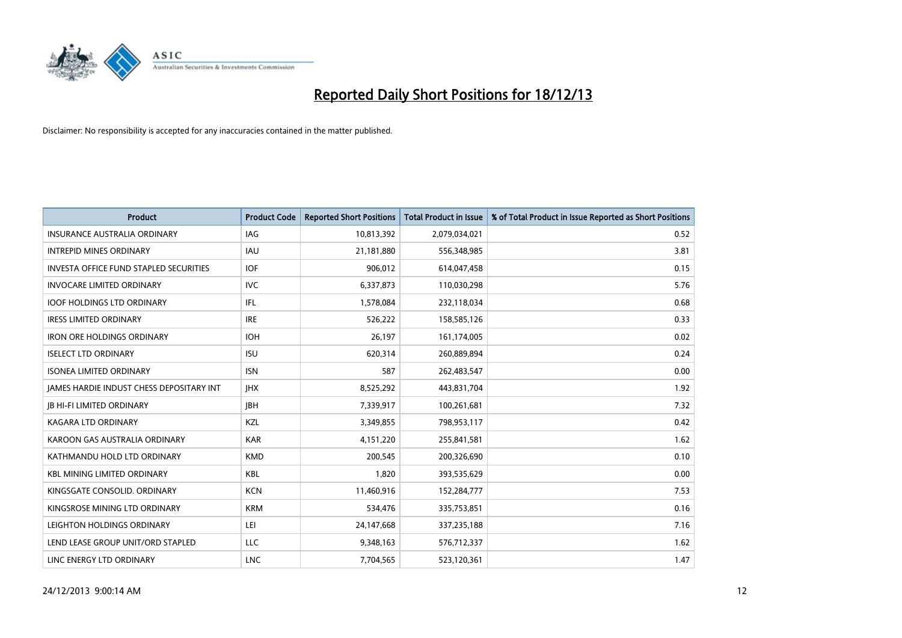# Reported Daily Short Positions for 18/12/13

Disclaimer: No responsibility is accepted for any inaccuracies contained in the matter published.

| Product | Product Code | Reported Short Positions | Total Product in Issue | % of Total Product in Issue Reported as Short Positions |
|---|---|---|---|---|
| INSURANCE AUSTRALIA ORDINARY | IAG | 10,813,392 | 2,079,034,021 | 0.52 |
| INTREPID MINES ORDINARY | IAU | 21,181,880 | 556,348,985 | 3.81 |
| INVESTA OFFICE FUND STAPLED SECURITIES | IOF | 906,012 | 614,047,458 | 0.15 |
| INVOCARE LIMITED ORDINARY | IVC | 6,337,873 | 110,030,298 | 5.76 |
| IOOF HOLDINGS LTD ORDINARY | IFL | 1,578,084 | 232,118,034 | 0.68 |
| IRESS LIMITED ORDINARY | IRE | 526,222 | 158,585,126 | 0.33 |
| IRON ORE HOLDINGS ORDINARY | IOH | 26,197 | 161,174,005 | 0.02 |
| ISELECT LTD ORDINARY | ISU | 620,314 | 260,889,894 | 0.24 |
| ISONEA LIMITED ORDINARY | ISN | 587 | 262,483,547 | 0.00 |
| JAMES HARDIE INDUST CHESS DEPOSITARY INT | JHX | 8,525,292 | 443,831,704 | 1.92 |
| JB HI-FI LIMITED ORDINARY | JBH | 7,339,917 | 100,261,681 | 7.32 |
| KAGARA LTD ORDINARY | KZL | 3,349,855 | 798,953,117 | 0.42 |
| KAROON GAS AUSTRALIA ORDINARY | KAR | 4,151,220 | 255,841,581 | 1.62 |
| KATHMANDU HOLD LTD ORDINARY | KMD | 200,545 | 200,326,690 | 0.10 |
| KBL MINING LIMITED ORDINARY | KBL | 1,820 | 393,535,629 | 0.00 |
| KINGSGATE CONSOLID. ORDINARY | KCN | 11,460,916 | 152,284,777 | 7.53 |
| KINGSROSE MINING LTD ORDINARY | KRM | 534,476 | 335,753,851 | 0.16 |
| LEIGHTON HOLDINGS ORDINARY | LEI | 24,147,668 | 337,235,188 | 7.16 |
| LEND LEASE GROUP UNIT/ORD STAPLED | LLC | 9,348,163 | 576,712,337 | 1.62 |
| LINC ENERGY LTD ORDINARY | LNC | 7,704,565 | 523,120,361 | 1.47 |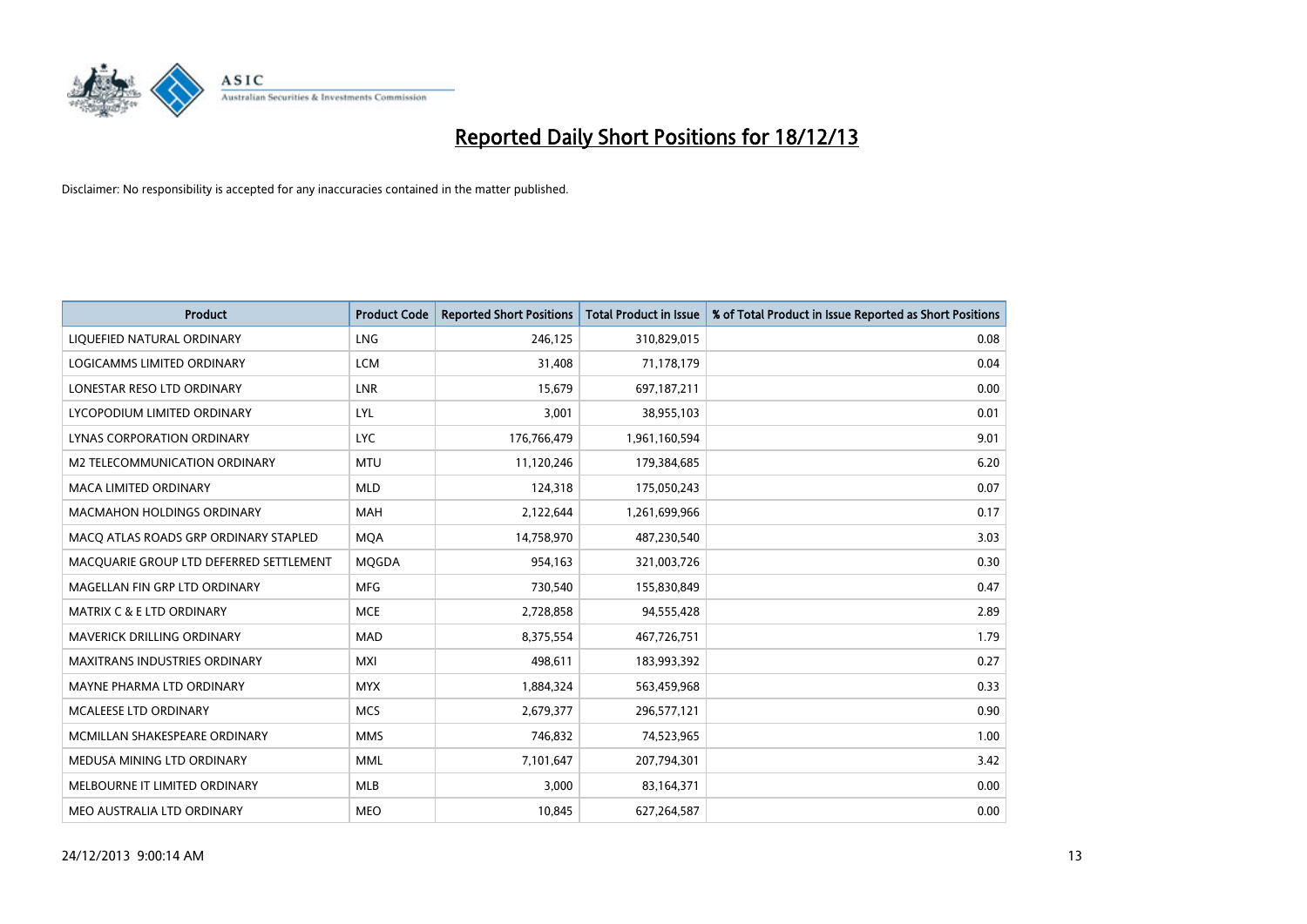# Reported Daily Short Positions for 18/12/13

Disclaimer: No responsibility is accepted for any inaccuracies contained in the matter published.

| Product | Product Code | Reported Short Positions | Total Product in Issue | % of Total Product in Issue Reported as Short Positions |
|---|---|---|---|---|
| LIQUEFIED NATURAL ORDINARY | LNG | 246,125 | 310,829,015 | 0.08 |
| LOGICAMMS LIMITED ORDINARY | LCM | 31,408 | 71,178,179 | 0.04 |
| LONESTAR RESO LTD ORDINARY | LNR | 15,679 | 697,187,211 | 0.00 |
| LYCOPODIUM LIMITED ORDINARY | LYL | 3,001 | 38,955,103 | 0.01 |
| LYNAS CORPORATION ORDINARY | LYC | 176,766,479 | 1,961,160,594 | 9.01 |
| M2 TELECOMMUNICATION ORDINARY | MTU | 11,120,246 | 179,384,685 | 6.20 |
| MACA LIMITED ORDINARY | MLD | 124,318 | 175,050,243 | 0.07 |
| MACMAHON HOLDINGS ORDINARY | MAH | 2,122,644 | 1,261,699,966 | 0.17 |
| MACQ ATLAS ROADS GRP ORDINARY STAPLED | MQA | 14,758,970 | 487,230,540 | 3.03 |
| MACQUARIE GROUP LTD DEFERRED SETTLEMENT | MQGDA | 954,163 | 321,003,726 | 0.30 |
| MAGELLAN FIN GRP LTD ORDINARY | MFG | 730,540 | 155,830,849 | 0.47 |
| MATRIX C & E LTD ORDINARY | MCE | 2,728,858 | 94,555,428 | 2.89 |
| MAVERICK DRILLING ORDINARY | MAD | 8,375,554 | 467,726,751 | 1.79 |
| MAXITRANS INDUSTRIES ORDINARY | MXI | 498,611 | 183,993,392 | 0.27 |
| MAYNE PHARMA LTD ORDINARY | MYX | 1,884,324 | 563,459,968 | 0.33 |
| MCALEESE LTD ORDINARY | MCS | 2,679,377 | 296,577,121 | 0.90 |
| MCMILLAN SHAKESPEARE ORDINARY | MMS | 746,832 | 74,523,965 | 1.00 |
| MEDUSA MINING LTD ORDINARY | MML | 7,101,647 | 207,794,301 | 3.42 |
| MELBOURNE IT LIMITED ORDINARY | MLB | 3,000 | 83,164,371 | 0.00 |
| MEO AUSTRALIA LTD ORDINARY | MEO | 10,845 | 627,264,587 | 0.00 |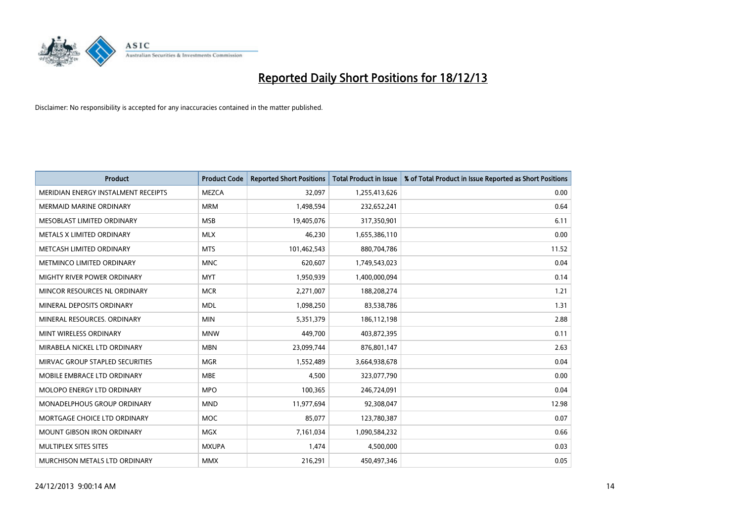# Reported Daily Short Positions for 18/12/13

Disclaimer: No responsibility is accepted for any inaccuracies contained in the matter published.

| Product | Product Code | Reported Short Positions | Total Product in Issue | % of Total Product in Issue Reported as Short Positions |
|---|---|---|---|---|
| MERIDIAN ENERGY INSTALMENT RECEIPTS | MEZCA | 32,097 | 1,255,413,626 | 0.00 |
| MERMAID MARINE ORDINARY | MRM | 1,498,594 | 232,652,241 | 0.64 |
| MESOBLAST LIMITED ORDINARY | MSB | 19,405,076 | 317,350,901 | 6.11 |
| METALS X LIMITED ORDINARY | MLX | 46,230 | 1,655,386,110 | 0.00 |
| METCASH LIMITED ORDINARY | MTS | 101,462,543 | 880,704,786 | 11.52 |
| METMINCO LIMITED ORDINARY | MNC | 620,607 | 1,749,543,023 | 0.04 |
| MIGHTY RIVER POWER ORDINARY | MYT | 1,950,939 | 1,400,000,094 | 0.14 |
| MINCOR RESOURCES NL ORDINARY | MCR | 2,271,007 | 188,208,274 | 1.21 |
| MINERAL DEPOSITS ORDINARY | MDL | 1,098,250 | 83,538,786 | 1.31 |
| MINERAL RESOURCES. ORDINARY | MIN | 5,351,379 | 186,112,198 | 2.88 |
| MINT WIRELESS ORDINARY | MNW | 449,700 | 403,872,395 | 0.11 |
| MIRABELA NICKEL LTD ORDINARY | MBN | 23,099,744 | 876,801,147 | 2.63 |
| MIRVAC GROUP STAPLED SECURITIES | MGR | 1,552,489 | 3,664,938,678 | 0.04 |
| MOBILE EMBRACE LTD ORDINARY | MBE | 4,500 | 323,077,790 | 0.00 |
| MOLOPO ENERGY LTD ORDINARY | MPO | 100,365 | 246,724,091 | 0.04 |
| MONADELPHOUS GROUP ORDINARY | MND | 11,977,694 | 92,308,047 | 12.98 |
| MORTGAGE CHOICE LTD ORDINARY | MOC | 85,077 | 123,780,387 | 0.07 |
| MOUNT GIBSON IRON ORDINARY | MGX | 7,161,034 | 1,090,584,232 | 0.66 |
| MULTIPLEX SITES SITES | MXUPA | 1,474 | 4,500,000 | 0.03 |
| MURCHISON METALS LTD ORDINARY | MMX | 216,291 | 450,497,346 | 0.05 |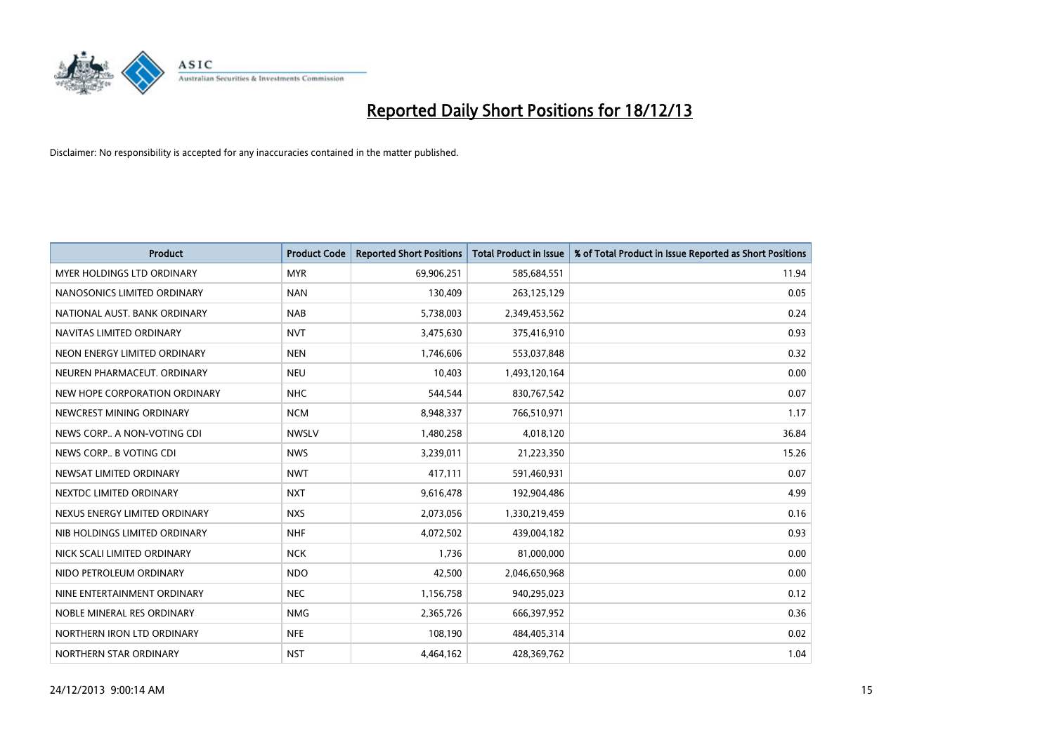# Reported Daily Short Positions for 18/12/13

Disclaimer: No responsibility is accepted for any inaccuracies contained in the matter published.

| Product | Product Code | Reported Short Positions | Total Product in Issue | % of Total Product in Issue Reported as Short Positions |
|---|---|---|---|---|
| MYER HOLDINGS LTD ORDINARY | MYR | 69,906,251 | 585,684,551 | 11.94 |
| NANOSONICS LIMITED ORDINARY | NAN | 130,409 | 263,125,129 | 0.05 |
| NATIONAL AUST. BANK ORDINARY | NAB | 5,738,003 | 2,349,453,562 | 0.24 |
| NAVITAS LIMITED ORDINARY | NVT | 3,475,630 | 375,416,910 | 0.93 |
| NEON ENERGY LIMITED ORDINARY | NEN | 1,746,606 | 553,037,848 | 0.32 |
| NEUREN PHARMACEUT. ORDINARY | NEU | 10,403 | 1,493,120,164 | 0.00 |
| NEW HOPE CORPORATION ORDINARY | NHC | 544,544 | 830,767,542 | 0.07 |
| NEWCREST MINING ORDINARY | NCM | 8,948,337 | 766,510,971 | 1.17 |
| NEWS CORP.. A NON-VOTING CDI | NWSLV | 1,480,258 | 4,018,120 | 36.84 |
| NEWS CORP.. B VOTING CDI | NWS | 3,239,011 | 21,223,350 | 15.26 |
| NEWSAT LIMITED ORDINARY | NWT | 417,111 | 591,460,931 | 0.07 |
| NEXTDC LIMITED ORDINARY | NXT | 9,616,478 | 192,904,486 | 4.99 |
| NEXUS ENERGY LIMITED ORDINARY | NXS | 2,073,056 | 1,330,219,459 | 0.16 |
| NIB HOLDINGS LIMITED ORDINARY | NHF | 4,072,502 | 439,004,182 | 0.93 |
| NICK SCALI LIMITED ORDINARY | NCK | 1,736 | 81,000,000 | 0.00 |
| NIDO PETROLEUM ORDINARY | NDO | 42,500 | 2,046,650,968 | 0.00 |
| NINE ENTERTAINMENT ORDINARY | NEC | 1,156,758 | 940,295,023 | 0.12 |
| NOBLE MINERAL RES ORDINARY | NMG | 2,365,726 | 666,397,952 | 0.36 |
| NORTHERN IRON LTD ORDINARY | NFE | 108,190 | 484,405,314 | 0.02 |
| NORTHERN STAR ORDINARY | NST | 4,464,162 | 428,369,762 | 1.04 |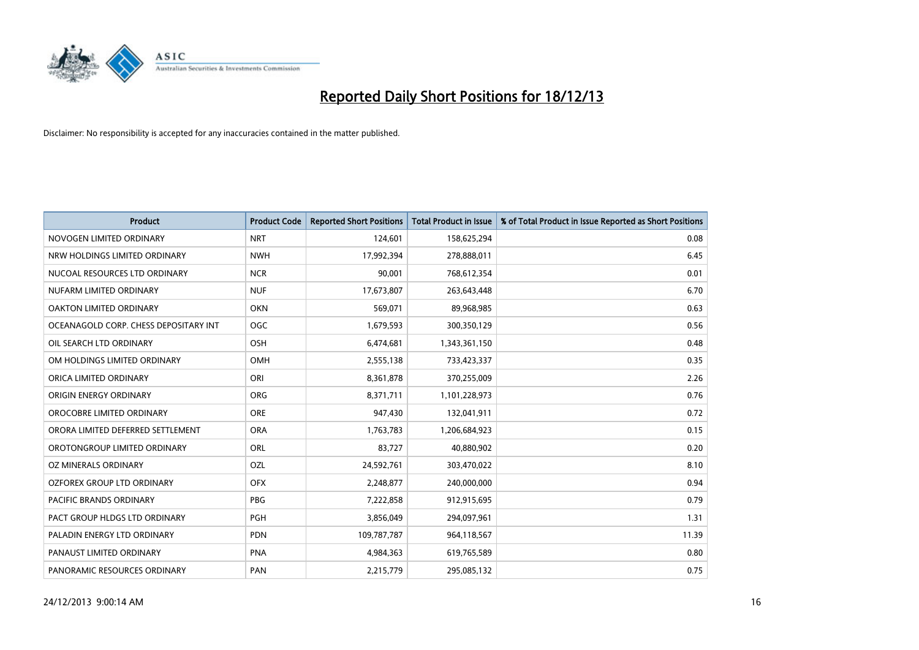# Reported Daily Short Positions for 18/12/13

Disclaimer: No responsibility is accepted for any inaccuracies contained in the matter published.

| Product | Product Code | Reported Short Positions | Total Product in Issue | % of Total Product in Issue Reported as Short Positions |
|---|---|---|---|---|
| NOVOGEN LIMITED ORDINARY | NRT | 124,601 | 158,625,294 | 0.08 |
| NRW HOLDINGS LIMITED ORDINARY | NWH | 17,992,394 | 278,888,011 | 6.45 |
| NUCOAL RESOURCES LTD ORDINARY | NCR | 90,001 | 768,612,354 | 0.01 |
| NUFARM LIMITED ORDINARY | NUF | 17,673,807 | 263,643,448 | 6.70 |
| OAKTON LIMITED ORDINARY | OKN | 569,071 | 89,968,985 | 0.63 |
| OCEANAGOLD CORP. CHESS DEPOSITARY INT | OGC | 1,679,593 | 300,350,129 | 0.56 |
| OIL SEARCH LTD ORDINARY | OSH | 6,474,681 | 1,343,361,150 | 0.48 |
| OM HOLDINGS LIMITED ORDINARY | OMH | 2,555,138 | 733,423,337 | 0.35 |
| ORICA LIMITED ORDINARY | ORI | 8,361,878 | 370,255,009 | 2.26 |
| ORIGIN ENERGY ORDINARY | ORG | 8,371,711 | 1,101,228,973 | 0.76 |
| OROCOBRE LIMITED ORDINARY | ORE | 947,430 | 132,041,911 | 0.72 |
| ORORA LIMITED DEFERRED SETTLEMENT | ORA | 1,763,783 | 1,206,684,923 | 0.15 |
| OROTONGROUP LIMITED ORDINARY | ORL | 83,727 | 40,880,902 | 0.20 |
| OZ MINERALS ORDINARY | OZL | 24,592,761 | 303,470,022 | 8.10 |
| OZFOREX GROUP LTD ORDINARY | OFX | 2,248,877 | 240,000,000 | 0.94 |
| PACIFIC BRANDS ORDINARY | PBG | 7,222,858 | 912,915,695 | 0.79 |
| PACT GROUP HLDGS LTD ORDINARY | PGH | 3,856,049 | 294,097,961 | 1.31 |
| PALADIN ENERGY LTD ORDINARY | PDN | 109,787,787 | 964,118,567 | 11.39 |
| PANAUST LIMITED ORDINARY | PNA | 4,984,363 | 619,765,589 | 0.80 |
| PANORAMIC RESOURCES ORDINARY | PAN | 2,215,779 | 295,085,132 | 0.75 |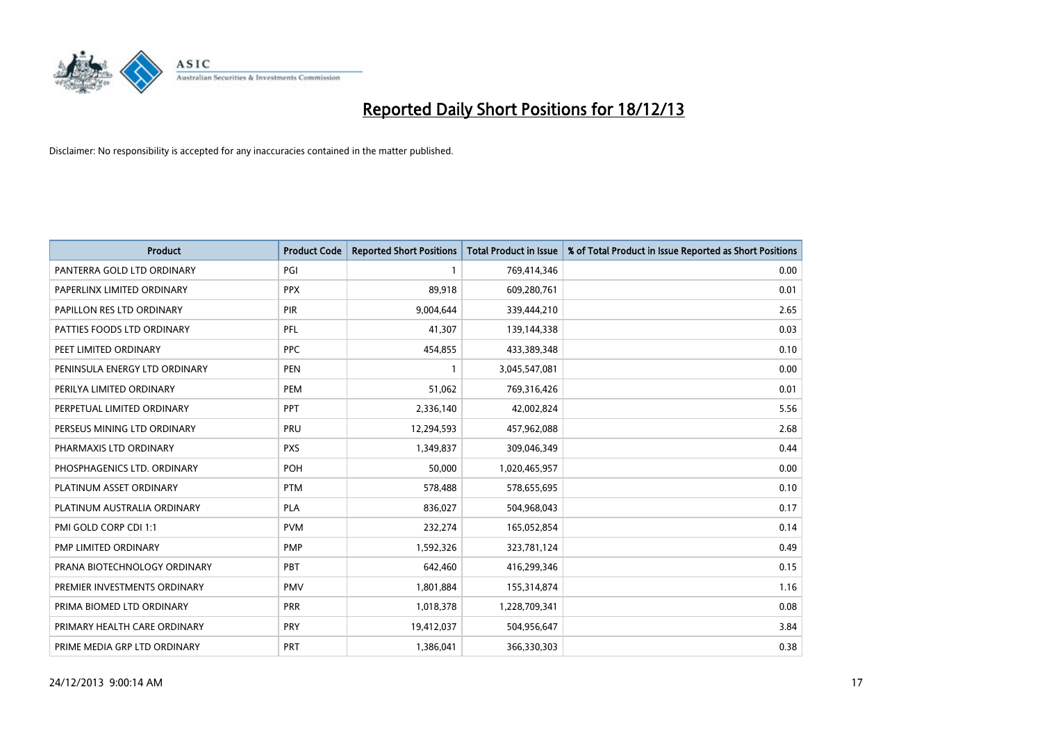# Reported Daily Short Positions for 18/12/13

Disclaimer: No responsibility is accepted for any inaccuracies contained in the matter published.

| Product | Product Code | Reported Short Positions | Total Product in Issue | % of Total Product in Issue Reported as Short Positions |
|---|---|---|---|---|
| PANTERRA GOLD LTD ORDINARY | PGI | 1 | 769,414,346 | 0.00 |
| PAPERLINX LIMITED ORDINARY | PPX | 89,918 | 609,280,761 | 0.01 |
| PAPILLON RES LTD ORDINARY | PIR | 9,004,644 | 339,444,210 | 2.65 |
| PATTIES FOODS LTD ORDINARY | PFL | 41,307 | 139,144,338 | 0.03 |
| PEET LIMITED ORDINARY | PPC | 454,855 | 433,389,348 | 0.10 |
| PENINSULA ENERGY LTD ORDINARY | PEN | 1 | 3,045,547,081 | 0.00 |
| PERILYA LIMITED ORDINARY | PEM | 51,062 | 769,316,426 | 0.01 |
| PERPETUAL LIMITED ORDINARY | PPT | 2,336,140 | 42,002,824 | 5.56 |
| PERSEUS MINING LTD ORDINARY | PRU | 12,294,593 | 457,962,088 | 2.68 |
| PHARMAXIS LTD ORDINARY | PXS | 1,349,837 | 309,046,349 | 0.44 |
| PHOSPHAGENICS LTD. ORDINARY | POH | 50,000 | 1,020,465,957 | 0.00 |
| PLATINUM ASSET ORDINARY | PTM | 578,488 | 578,655,695 | 0.10 |
| PLATINUM AUSTRALIA ORDINARY | PLA | 836,027 | 504,968,043 | 0.17 |
| PMI GOLD CORP CDI 1:1 | PVM | 232,274 | 165,052,854 | 0.14 |
| PMP LIMITED ORDINARY | PMP | 1,592,326 | 323,781,124 | 0.49 |
| PRANA BIOTECHNOLOGY ORDINARY | PBT | 642,460 | 416,299,346 | 0.15 |
| PREMIER INVESTMENTS ORDINARY | PMV | 1,801,884 | 155,314,874 | 1.16 |
| PRIMA BIOMED LTD ORDINARY | PRR | 1,018,378 | 1,228,709,341 | 0.08 |
| PRIMARY HEALTH CARE ORDINARY | PRY | 19,412,037 | 504,956,647 | 3.84 |
| PRIME MEDIA GRP LTD ORDINARY | PRT | 1,386,041 | 366,330,303 | 0.38 |

24/12/2013 9:00:14 AM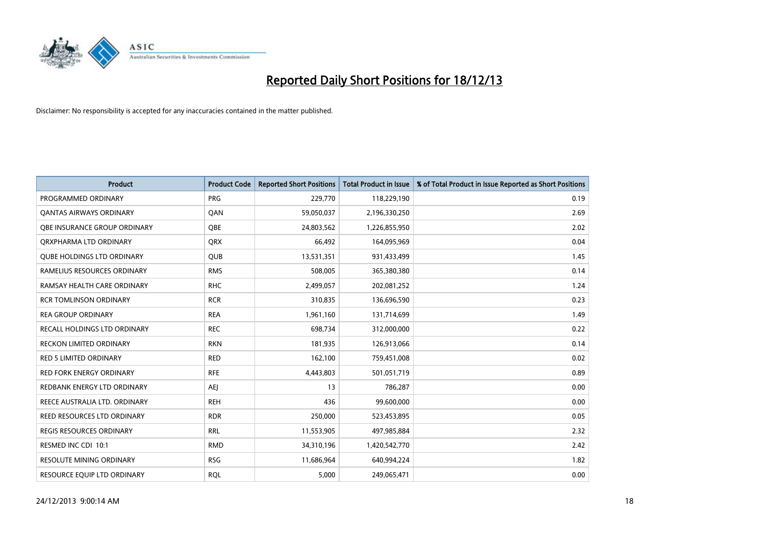# Reported Daily Short Positions for 18/12/13

Disclaimer: No responsibility is accepted for any inaccuracies contained in the matter published.

| Product | Product Code | Reported Short Positions | Total Product in Issue | % of Total Product in Issue Reported as Short Positions |
|---|---|---|---|---|
| PROGRAMMED ORDINARY | PRG | 229,770 | 118,229,190 | 0.19 |
| QANTAS AIRWAYS ORDINARY | QAN | 59,050,037 | 2,196,330,250 | 2.69 |
| QBE INSURANCE GROUP ORDINARY | QBE | 24,803,562 | 1,226,855,950 | 2.02 |
| QRXPHARMA LTD ORDINARY | QRX | 66,492 | 164,095,969 | 0.04 |
| QUBE HOLDINGS LTD ORDINARY | QUB | 13,531,351 | 931,433,499 | 1.45 |
| RAMELIUS RESOURCES ORDINARY | RMS | 508,005 | 365,380,380 | 0.14 |
| RAMSAY HEALTH CARE ORDINARY | RHC | 2,499,057 | 202,081,252 | 1.24 |
| RCR TOMLINSON ORDINARY | RCR | 310,835 | 136,696,590 | 0.23 |
| REA GROUP ORDINARY | REA | 1,961,160 | 131,714,699 | 1.49 |
| RECALL HOLDINGS LTD ORDINARY | REC | 698,734 | 312,000,000 | 0.22 |
| RECKON LIMITED ORDINARY | RKN | 181,935 | 126,913,066 | 0.14 |
| RED 5 LIMITED ORDINARY | RED | 162,100 | 759,451,008 | 0.02 |
| RED FORK ENERGY ORDINARY | RFE | 4,443,803 | 501,051,719 | 0.89 |
| REDBANK ENERGY LTD ORDINARY | AEJ | 13 | 786,287 | 0.00 |
| REECE AUSTRALIA LTD. ORDINARY | REH | 436 | 99,600,000 | 0.00 |
| REED RESOURCES LTD ORDINARY | RDR | 250,000 | 523,453,895 | 0.05 |
| REGIS RESOURCES ORDINARY | RRL | 11,553,905 | 497,985,884 | 2.32 |
| RESMED INC CDI 10:1 | RMD | 34,310,196 | 1,420,542,770 | 2.42 |
| RESOLUTE MINING ORDINARY | RSG | 11,686,964 | 640,994,224 | 1.82 |
| RESOURCE EQUIP LTD ORDINARY | RQL | 5,000 | 249,065,471 | 0.00 |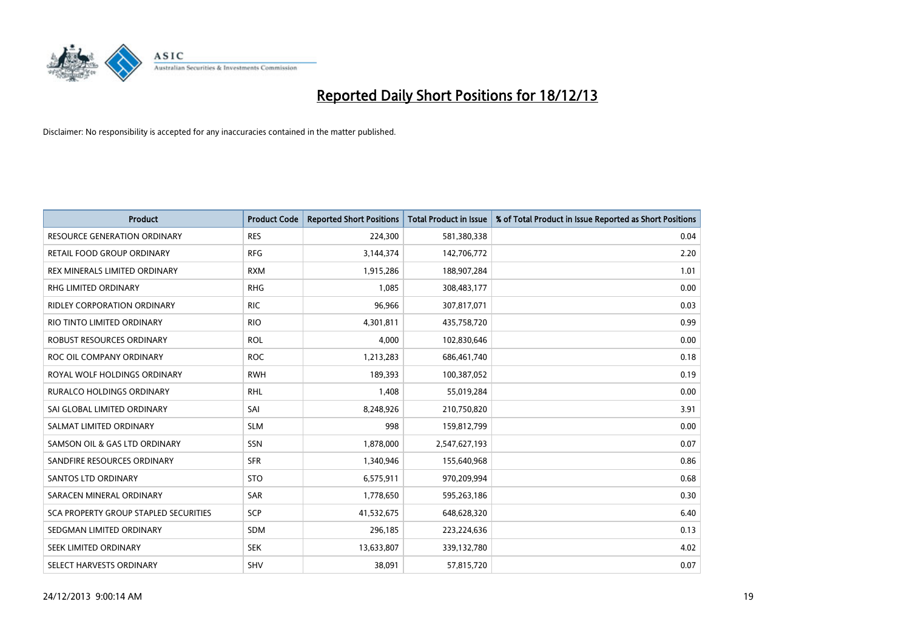# Reported Daily Short Positions for 18/12/13

Disclaimer: No responsibility is accepted for any inaccuracies contained in the matter published.

| Product | Product Code | Reported Short Positions | Total Product in Issue | % of Total Product in Issue Reported as Short Positions |
|---|---|---|---|---|
| RESOURCE GENERATION ORDINARY | RES | 224,300 | 581,380,338 | 0.04 |
| RETAIL FOOD GROUP ORDINARY | RFG | 3,144,374 | 142,706,772 | 2.20 |
| REX MINERALS LIMITED ORDINARY | RXM | 1,915,286 | 188,907,284 | 1.01 |
| RHG LIMITED ORDINARY | RHG | 1,085 | 308,483,177 | 0.00 |
| RIDLEY CORPORATION ORDINARY | RIC | 96,966 | 307,817,071 | 0.03 |
| RIO TINTO LIMITED ORDINARY | RIO | 4,301,811 | 435,758,720 | 0.99 |
| ROBUST RESOURCES ORDINARY | ROL | 4,000 | 102,830,646 | 0.00 |
| ROC OIL COMPANY ORDINARY | ROC | 1,213,283 | 686,461,740 | 0.18 |
| ROYAL WOLF HOLDINGS ORDINARY | RWH | 189,393 | 100,387,052 | 0.19 |
| RURALCO HOLDINGS ORDINARY | RHL | 1,408 | 55,019,284 | 0.00 |
| SAI GLOBAL LIMITED ORDINARY | SAI | 8,248,926 | 210,750,820 | 3.91 |
| SALMAT LIMITED ORDINARY | SLM | 998 | 159,812,799 | 0.00 |
| SAMSON OIL & GAS LTD ORDINARY | SSN | 1,878,000 | 2,547,627,193 | 0.07 |
| SANDFIRE RESOURCES ORDINARY | SFR | 1,340,946 | 155,640,968 | 0.86 |
| SANTOS LTD ORDINARY | STO | 6,575,911 | 970,209,994 | 0.68 |
| SARACEN MINERAL ORDINARY | SAR | 1,778,650 | 595,263,186 | 0.30 |
| SCA PROPERTY GROUP STAPLED SECURITIES | SCP | 41,532,675 | 648,628,320 | 6.40 |
| SEDGMAN LIMITED ORDINARY | SDM | 296,185 | 223,224,636 | 0.13 |
| SEEK LIMITED ORDINARY | SEK | 13,633,807 | 339,132,780 | 4.02 |
| SELECT HARVESTS ORDINARY | SHV | 38,091 | 57,815,720 | 0.07 |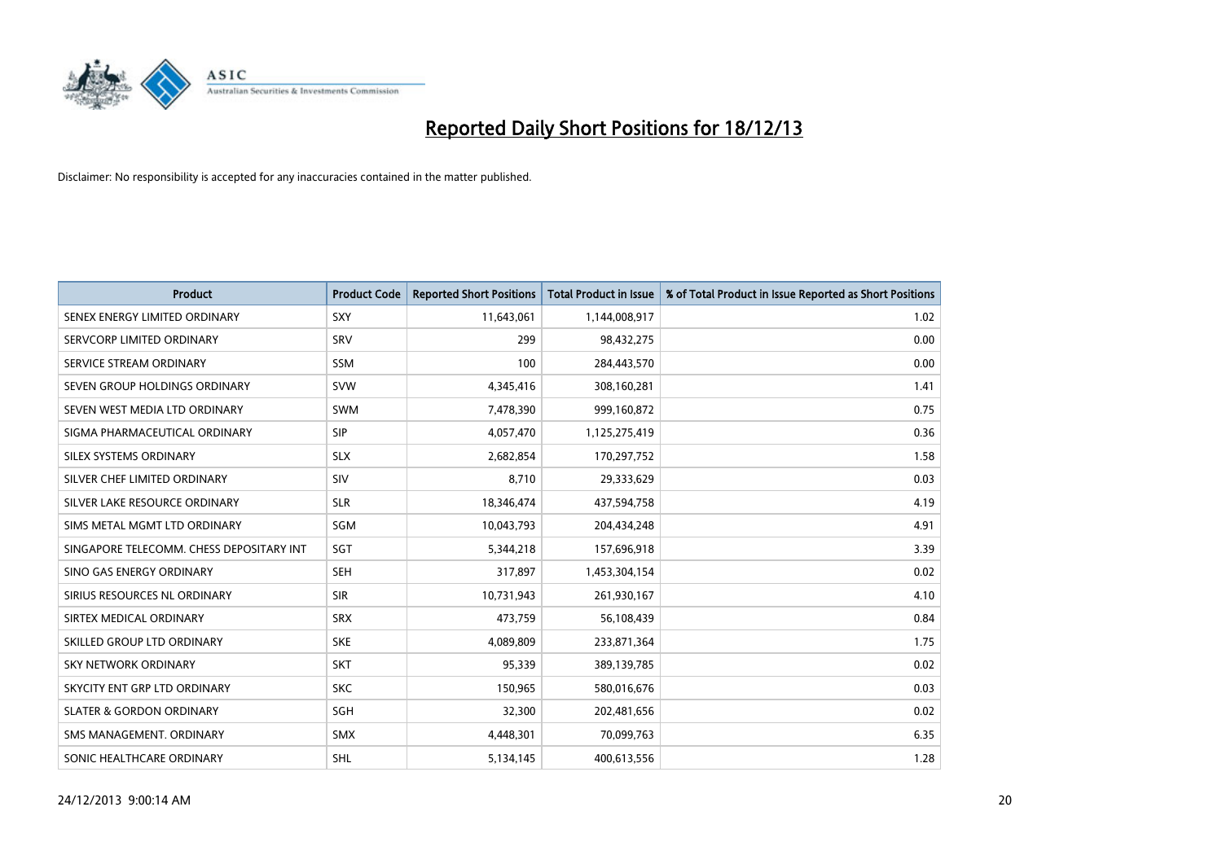# Reported Daily Short Positions for 18/12/13

Disclaimer: No responsibility is accepted for any inaccuracies contained in the matter published.

| Product | Product Code | Reported Short Positions | Total Product in Issue | % of Total Product in Issue Reported as Short Positions |
|---|---|---|---|---|
| SENEX ENERGY LIMITED ORDINARY | SXY | 11,643,061 | 1,144,008,917 | 1.02 |
| SERVCORP LIMITED ORDINARY | SRV | 299 | 98,432,275 | 0.00 |
| SERVICE STREAM ORDINARY | SSM | 100 | 284,443,570 | 0.00 |
| SEVEN GROUP HOLDINGS ORDINARY | SVW | 4,345,416 | 308,160,281 | 1.41 |
| SEVEN WEST MEDIA LTD ORDINARY | SWM | 7,478,390 | 999,160,872 | 0.75 |
| SIGMA PHARMACEUTICAL ORDINARY | SIP | 4,057,470 | 1,125,275,419 | 0.36 |
| SILEX SYSTEMS ORDINARY | SLX | 2,682,854 | 170,297,752 | 1.58 |
| SILVER CHEF LIMITED ORDINARY | SIV | 8,710 | 29,333,629 | 0.03 |
| SILVER LAKE RESOURCE ORDINARY | SLR | 18,346,474 | 437,594,758 | 4.19 |
| SIMS METAL MGMT LTD ORDINARY | SGM | 10,043,793 | 204,434,248 | 4.91 |
| SINGAPORE TELECOMM. CHESS DEPOSITARY INT | SGT | 5,344,218 | 157,696,918 | 3.39 |
| SINO GAS ENERGY ORDINARY | SEH | 317,897 | 1,453,304,154 | 0.02 |
| SIRIUS RESOURCES NL ORDINARY | SIR | 10,731,943 | 261,930,167 | 4.10 |
| SIRTEX MEDICAL ORDINARY | SRX | 473,759 | 56,108,439 | 0.84 |
| SKILLED GROUP LTD ORDINARY | SKE | 4,089,809 | 233,871,364 | 1.75 |
| SKY NETWORK ORDINARY | SKT | 95,339 | 389,139,785 | 0.02 |
| SKYCITY ENT GRP LTD ORDINARY | SKC | 150,965 | 580,016,676 | 0.03 |
| SLATER & GORDON ORDINARY | SGH | 32,300 | 202,481,656 | 0.02 |
| SMS MANAGEMENT. ORDINARY | SMX | 4,448,301 | 70,099,763 | 6.35 |
| SONIC HEALTHCARE ORDINARY | SHL | 5,134,145 | 400,613,556 | 1.28 |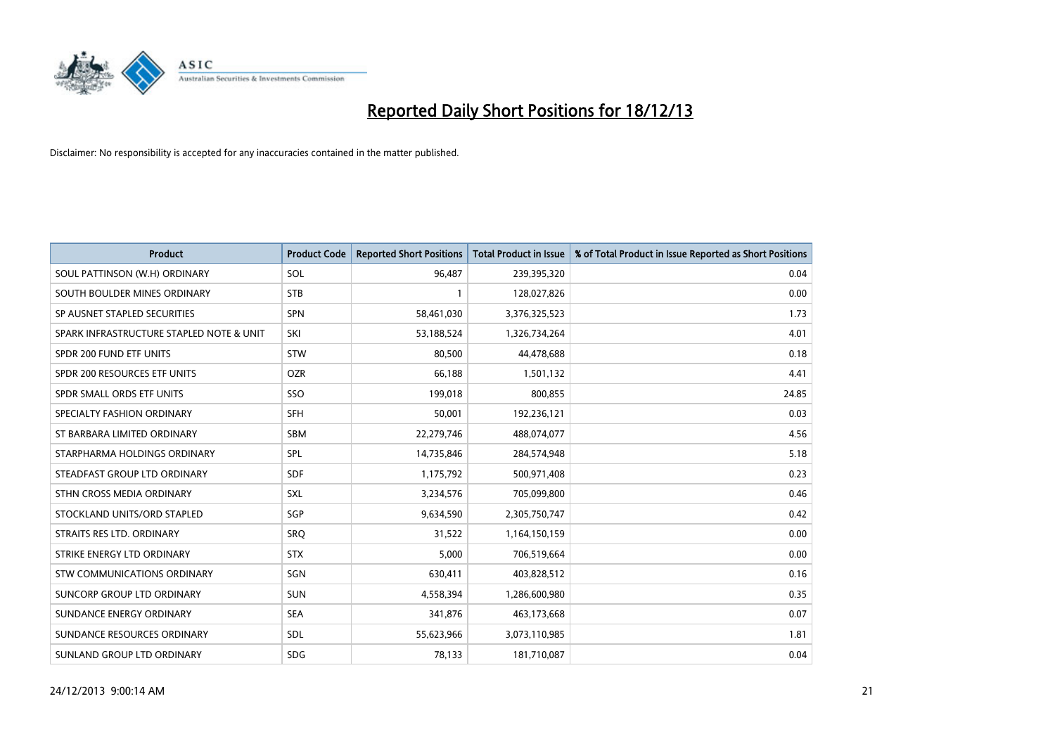# Reported Daily Short Positions for 18/12/13

Disclaimer: No responsibility is accepted for any inaccuracies contained in the matter published.

| Product | Product Code | Reported Short Positions | Total Product in Issue | % of Total Product in Issue Reported as Short Positions |
|---|---|---|---|---|
| SOUL PATTINSON (W.H) ORDINARY | SOL | 96,487 | 239,395,320 | 0.04 |
| SOUTH BOULDER MINES ORDINARY | STB | 1 | 128,027,826 | 0.00 |
| SP AUSNET STAPLED SECURITIES | SPN | 58,461,030 | 3,376,325,523 | 1.73 |
| SPARK INFRASTRUCTURE STAPLED NOTE & UNIT | SKI | 53,188,524 | 1,326,734,264 | 4.01 |
| SPDR 200 FUND ETF UNITS | STW | 80,500 | 44,478,688 | 0.18 |
| SPDR 200 RESOURCES ETF UNITS | OZR | 66,188 | 1,501,132 | 4.41 |
| SPDR SMALL ORDS ETF UNITS | SSO | 199,018 | 800,855 | 24.85 |
| SPECIALTY FASHION ORDINARY | SFH | 50,001 | 192,236,121 | 0.03 |
| ST BARBARA LIMITED ORDINARY | SBM | 22,279,746 | 488,074,077 | 4.56 |
| STARPHARMA HOLDINGS ORDINARY | SPL | 14,735,846 | 284,574,948 | 5.18 |
| STEADFAST GROUP LTD ORDINARY | SDF | 1,175,792 | 500,971,408 | 0.23 |
| STHN CROSS MEDIA ORDINARY | SXL | 3,234,576 | 705,099,800 | 0.46 |
| STOCKLAND UNITS/ORD STAPLED | SGP | 9,634,590 | 2,305,750,747 | 0.42 |
| STRAITS RES LTD. ORDINARY | SRQ | 31,522 | 1,164,150,159 | 0.00 |
| STRIKE ENERGY LTD ORDINARY | STX | 5,000 | 706,519,664 | 0.00 |
| STW COMMUNICATIONS ORDINARY | SGN | 630,411 | 403,828,512 | 0.16 |
| SUNCORP GROUP LTD ORDINARY | SUN | 4,558,394 | 1,286,600,980 | 0.35 |
| SUNDANCE ENERGY ORDINARY | SEA | 341,876 | 463,173,668 | 0.07 |
| SUNDANCE RESOURCES ORDINARY | SDL | 55,623,966 | 3,073,110,985 | 1.81 |
| SUNLAND GROUP LTD ORDINARY | SDG | 78,133 | 181,710,087 | 0.04 |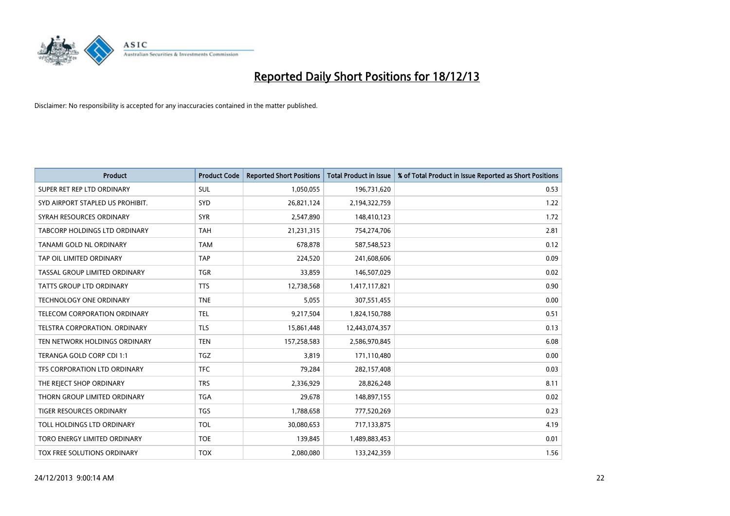# Reported Daily Short Positions for 18/12/13

Disclaimer: No responsibility is accepted for any inaccuracies contained in the matter published.

| Product | Product Code | Reported Short Positions | Total Product in Issue | % of Total Product in Issue Reported as Short Positions |
|---|---|---|---|---|
| SUPER RET REP LTD ORDINARY | SUL | 1,050,055 | 196,731,620 | 0.53 |
| SYD AIRPORT STAPLED US PROHIBIT. | SYD | 26,821,124 | 2,194,322,759 | 1.22 |
| SYRAH RESOURCES ORDINARY | SYR | 2,547,890 | 148,410,123 | 1.72 |
| TABCORP HOLDINGS LTD ORDINARY | TAH | 21,231,315 | 754,274,706 | 2.81 |
| TANAMI GOLD NL ORDINARY | TAM | 678,878 | 587,548,523 | 0.12 |
| TAP OIL LIMITED ORDINARY | TAP | 224,520 | 241,608,606 | 0.09 |
| TASSAL GROUP LIMITED ORDINARY | TGR | 33,859 | 146,507,029 | 0.02 |
| TATTS GROUP LTD ORDINARY | TTS | 12,738,568 | 1,417,117,821 | 0.90 |
| TECHNOLOGY ONE ORDINARY | TNE | 5,055 | 307,551,455 | 0.00 |
| TELECOM CORPORATION ORDINARY | TEL | 9,217,504 | 1,824,150,788 | 0.51 |
| TELSTRA CORPORATION. ORDINARY | TLS | 15,861,448 | 12,443,074,357 | 0.13 |
| TEN NETWORK HOLDINGS ORDINARY | TEN | 157,258,583 | 2,586,970,845 | 6.08 |
| TERANGA GOLD CORP CDI 1:1 | TGZ | 3,819 | 171,110,480 | 0.00 |
| TFS CORPORATION LTD ORDINARY | TFC | 79,284 | 282,157,408 | 0.03 |
| THE REJECT SHOP ORDINARY | TRS | 2,336,929 | 28,826,248 | 8.11 |
| THORN GROUP LIMITED ORDINARY | TGA | 29,678 | 148,897,155 | 0.02 |
| TIGER RESOURCES ORDINARY | TGS | 1,788,658 | 777,520,269 | 0.23 |
| TOLL HOLDINGS LTD ORDINARY | TOL | 30,080,653 | 717,133,875 | 4.19 |
| TORO ENERGY LIMITED ORDINARY | TOE | 139,845 | 1,489,883,453 | 0.01 |
| TOX FREE SOLUTIONS ORDINARY | TOX | 2,080,080 | 133,242,359 | 1.56 |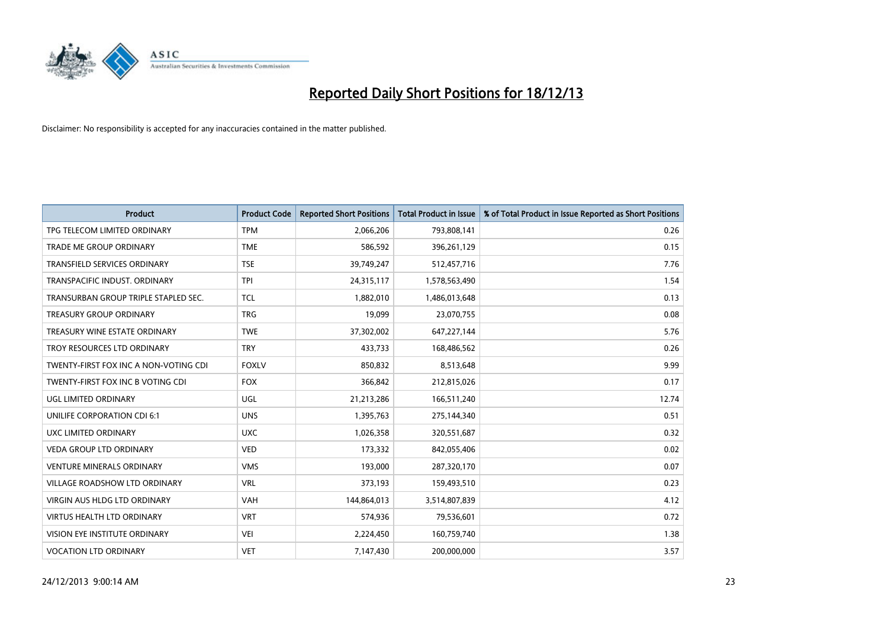# Reported Daily Short Positions for 18/12/13

Disclaimer: No responsibility is accepted for any inaccuracies contained in the matter published.

| Product | Product Code | Reported Short Positions | Total Product in Issue | % of Total Product in Issue Reported as Short Positions |
|---|---|---|---|---|
| TPG TELECOM LIMITED ORDINARY | TPM | 2,066,206 | 793,808,141 | 0.26 |
| TRADE ME GROUP ORDINARY | TME | 586,592 | 396,261,129 | 0.15 |
| TRANSFIELD SERVICES ORDINARY | TSE | 39,749,247 | 512,457,716 | 7.76 |
| TRANSPACIFIC INDUST. ORDINARY | TPI | 24,315,117 | 1,578,563,490 | 1.54 |
| TRANSURBAN GROUP TRIPLE STAPLED SEC. | TCL | 1,882,010 | 1,486,013,648 | 0.13 |
| TREASURY GROUP ORDINARY | TRG | 19,099 | 23,070,755 | 0.08 |
| TREASURY WINE ESTATE ORDINARY | TWE | 37,302,002 | 647,227,144 | 5.76 |
| TROY RESOURCES LTD ORDINARY | TRY | 433,733 | 168,486,562 | 0.26 |
| TWENTY-FIRST FOX INC A NON-VOTING CDI | FOXLV | 850,832 | 8,513,648 | 9.99 |
| TWENTY-FIRST FOX INC B VOTING CDI | FOX | 366,842 | 212,815,026 | 0.17 |
| UGL LIMITED ORDINARY | UGL | 21,213,286 | 166,511,240 | 12.74 |
| UNILIFE CORPORATION CDI 6:1 | UNS | 1,395,763 | 275,144,340 | 0.51 |
| UXC LIMITED ORDINARY | UXC | 1,026,358 | 320,551,687 | 0.32 |
| VEDA GROUP LTD ORDINARY | VED | 173,332 | 842,055,406 | 0.02 |
| VENTURE MINERALS ORDINARY | VMS | 193,000 | 287,320,170 | 0.07 |
| VILLAGE ROADSHOW LTD ORDINARY | VRL | 373,193 | 159,493,510 | 0.23 |
| VIRGIN AUS HLDG LTD ORDINARY | VAH | 144,864,013 | 3,514,807,839 | 4.12 |
| VIRTUS HEALTH LTD ORDINARY | VRT | 574,936 | 79,536,601 | 0.72 |
| VISION EYE INSTITUTE ORDINARY | VEI | 2,224,450 | 160,759,740 | 1.38 |
| VOCATION LTD ORDINARY | VET | 7,147,430 | 200,000,000 | 3.57 |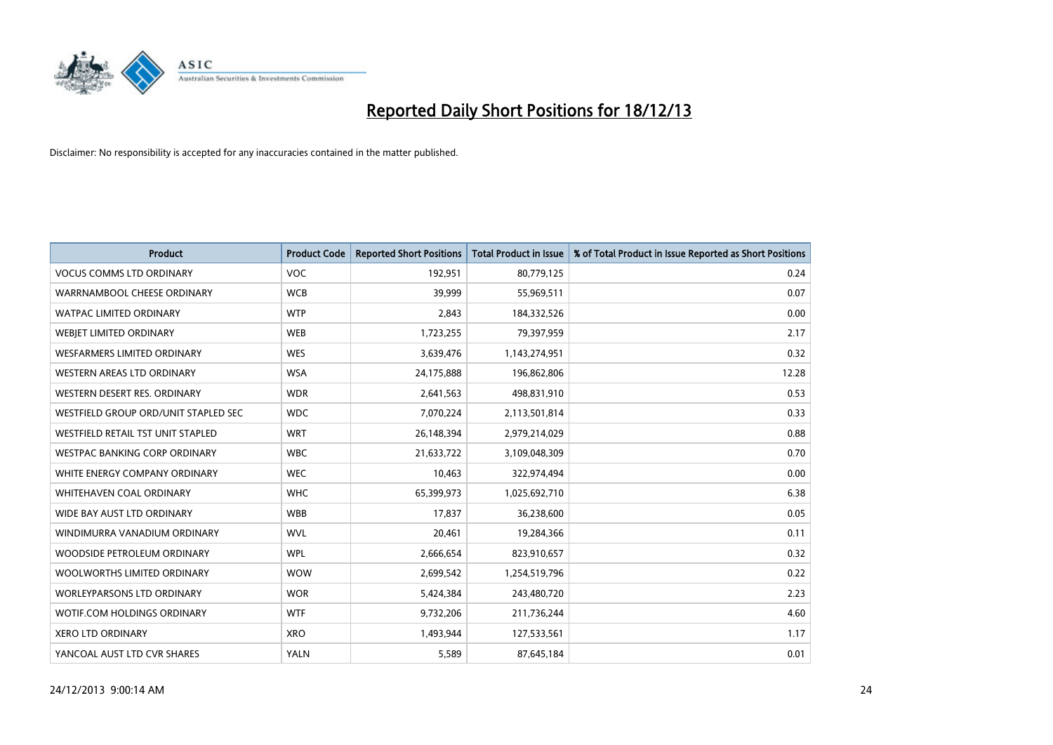# Reported Daily Short Positions for 18/12/13

Disclaimer: No responsibility is accepted for any inaccuracies contained in the matter published.

| Product | Product Code | Reported Short Positions | Total Product in Issue | % of Total Product in Issue Reported as Short Positions |
|---|---|---|---|---|
| VOCUS COMMS LTD ORDINARY | VOC | 192,951 | 80,779,125 | 0.24 |
| WARRNAMBOOL CHEESE ORDINARY | WCB | 39,999 | 55,969,511 | 0.07 |
| WATPAC LIMITED ORDINARY | WTP | 2,843 | 184,332,526 | 0.00 |
| WEBJET LIMITED ORDINARY | WEB | 1,723,255 | 79,397,959 | 2.17 |
| WESFARMERS LIMITED ORDINARY | WES | 3,639,476 | 1,143,274,951 | 0.32 |
| WESTERN AREAS LTD ORDINARY | WSA | 24,175,888 | 196,862,806 | 12.28 |
| WESTERN DESERT RES. ORDINARY | WDR | 2,641,563 | 498,831,910 | 0.53 |
| WESTFIELD GROUP ORD/UNIT STAPLED SEC | WDC | 7,070,224 | 2,113,501,814 | 0.33 |
| WESTFIELD RETAIL TST UNIT STAPLED | WRT | 26,148,394 | 2,979,214,029 | 0.88 |
| WESTPAC BANKING CORP ORDINARY | WBC | 21,633,722 | 3,109,048,309 | 0.70 |
| WHITE ENERGY COMPANY ORDINARY | WEC | 10,463 | 322,974,494 | 0.00 |
| WHITEHAVEN COAL ORDINARY | WHC | 65,399,973 | 1,025,692,710 | 6.38 |
| WIDE BAY AUST LTD ORDINARY | WBB | 17,837 | 36,238,600 | 0.05 |
| WINDIMURRA VANADIUM ORDINARY | WVL | 20,461 | 19,284,366 | 0.11 |
| WOODSIDE PETROLEUM ORDINARY | WPL | 2,666,654 | 823,910,657 | 0.32 |
| WOOLWORTHS LIMITED ORDINARY | WOW | 2,699,542 | 1,254,519,796 | 0.22 |
| WORLEYPARSONS LTD ORDINARY | WOR | 5,424,384 | 243,480,720 | 2.23 |
| WOTIF.COM HOLDINGS ORDINARY | WTF | 9,732,206 | 211,736,244 | 4.60 |
| XERO LTD ORDINARY | XRO | 1,493,944 | 127,533,561 | 1.17 |
| YANCOAL AUST LTD CVR SHARES | YALN | 5,589 | 87,645,184 | 0.01 |

24/12/2013 9:00:14 AM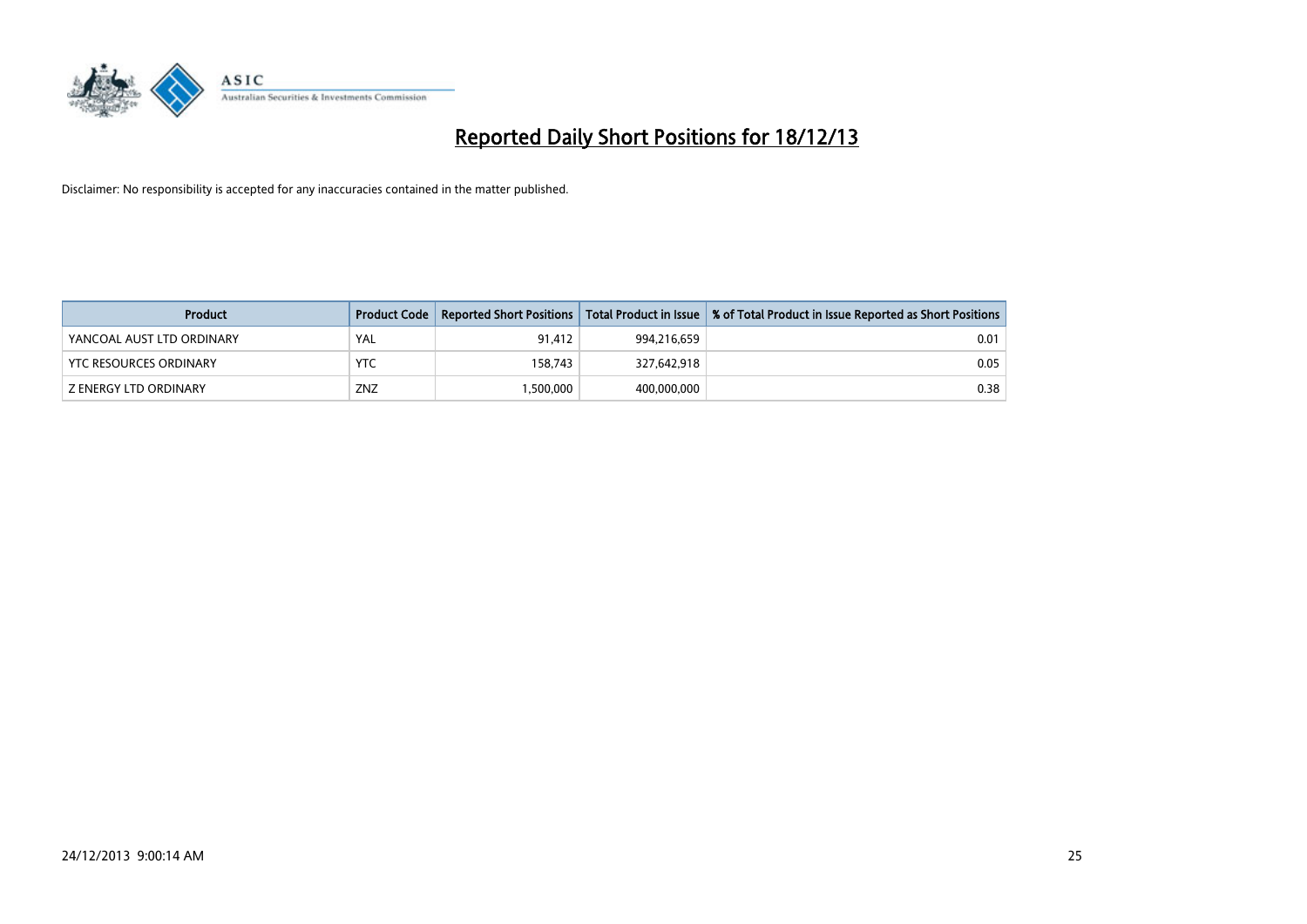# Reported Daily Short Positions for 18/12/13

Disclaimer: No responsibility is accepted for any inaccuracies contained in the matter published.

| Product | Product Code | Reported Short Positions | Total Product in Issue | % of Total Product in Issue Reported as Short Positions |
|---|---|---|---|---|
| YANCOAL AUST LTD ORDINARY | YAL | 91,412 | 994,216,659 | 0.01 |
| YTC RESOURCES ORDINARY | YTC | 158,743 | 327,642,918 | 0.05 |
| Z ENERGY LTD ORDINARY | ZNZ | 1,500,000 | 400,000,000 | 0.38 |

24/12/2013 9:00:14 AM